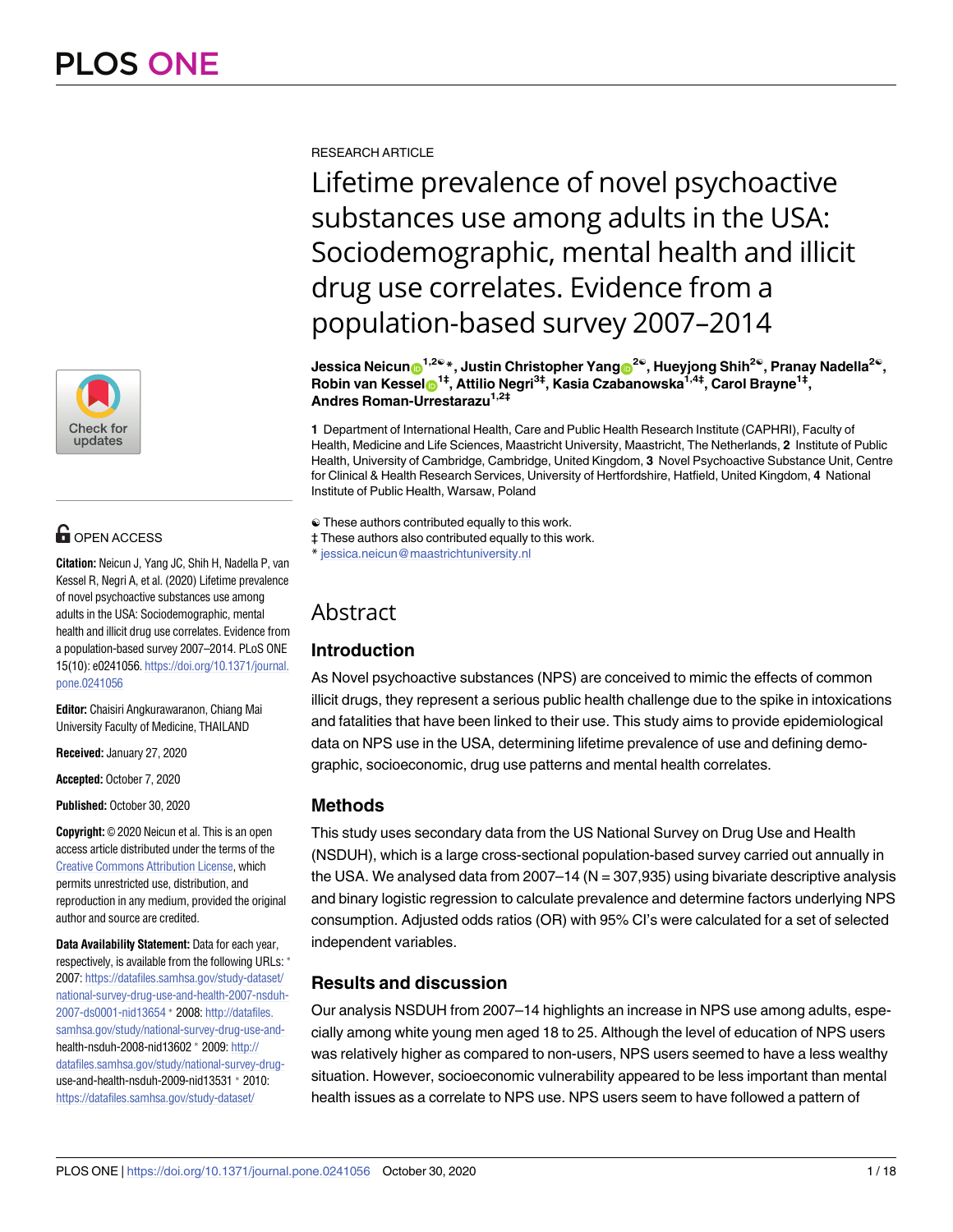RESEARCH ARTICLE

# Lifetime prevalence of novel psychoactive substances use among adults in the USA: Sociodemographic, mental health and illicit drug use correlates. Evidence from a population-based survey 2007–2014

**Jessica Neicun[1,2☯]*, Justin Christopher Yang[2☯], Hueyjong Shih[2☯], Pranay Nadella[2☯], Robin van Kessel[1‡], Attilio Negri[3‡], Kasia Czabanowska[1,4‡], Carol Brayne[1‡], Andres Roman-Urrestarazu[1,2‡]**

**1** Department of International Health, Care and Public Health Research Institute (CAPHRI), Faculty of Health, Medicine and Life Sciences, Maastricht University, Maastricht, The Netherlands, **2** Institute of Public Health, University of Cambridge, Cambridge, United Kingdom, **3** Novel Psychoactive Substance Unit, Centre for Clinical & Health Research Services, University of Hertfordshire, Hatfield, United Kingdom, **4** National Institute of Public Health, Warsaw, Poland

☯ These authors contributed equally to this work.
‡ These authors also contributed equally to this work.
* jessica.neicun@maastrichtuniversity.nl

OPEN ACCESS

**Citation:** Neicun J, Yang JC, Shih H, Nadella P, van Kessel R, Negri A, et al. (2020) Lifetime prevalence of novel psychoactive substances use among adults in the USA: Sociodemographic, mental health and illicit drug use correlates. Evidence from a population-based survey 2007–2014. PLoS ONE 15(10): e0241056. https://doi.org/10.1371/journal.pone.0241056

**Editor:** Chaisiri Angkurawaranon, Chiang Mai University Faculty of Medicine, THAILAND

**Received:** January 27, 2020

**Accepted:** October 7, 2020

**Published:** October 30, 2020

**Copyright:** © 2020 Neicun et al. This is an open access article distributed under the terms of the Creative Commons Attribution License, which permits unrestricted use, distribution, and reproduction in any medium, provided the original author and source are credited.

**Data Availability Statement:** Data for each year, respectively, is available from the following URLs: * 2007: https://datafiles.samhsa.gov/study-dataset/national-survey-drug-use-and-health-2007-nsduh-2007-ds0001-nid13654 * 2008: http://datafiles.samhsa.gov/study/national-survey-drug-use-and-health-nsduh-2008-nid13602 * 2009: http://datafiles.samhsa.gov/study/national-survey-drug-use-and-health-nsduh-2009-nid13531 * 2010: https://datafiles.samhsa.gov/study-dataset/

## Abstract

### Introduction

As Novel psychoactive substances (NPS) are conceived to mimic the effects of common illicit drugs, they represent a serious public health challenge due to the spike in intoxications and fatalities that have been linked to their use. This study aims to provide epidemiological data on NPS use in the USA, determining lifetime prevalence of use and defining demographic, socioeconomic, drug use patterns and mental health correlates.

### Methods

This study uses secondary data from the US National Survey on Drug Use and Health (NSDUH), which is a large cross-sectional population-based survey carried out annually in the USA. We analysed data from 2007–14 (N = 307,935) using bivariate descriptive analysis and binary logistic regression to calculate prevalence and determine factors underlying NPS consumption. Adjusted odds ratios (OR) with 95% CI's were calculated for a set of selected independent variables.

### Results and discussion

Our analysis NSDUH from 2007–14 highlights an increase in NPS use among adults, especially among white young men aged 18 to 25. Although the level of education of NPS users was relatively higher as compared to non-users, NPS users seemed to have a less wealthy situation. However, socioeconomic vulnerability appeared to be less important than mental health issues as a correlate to NPS use. NPS users seem to have followed a pattern of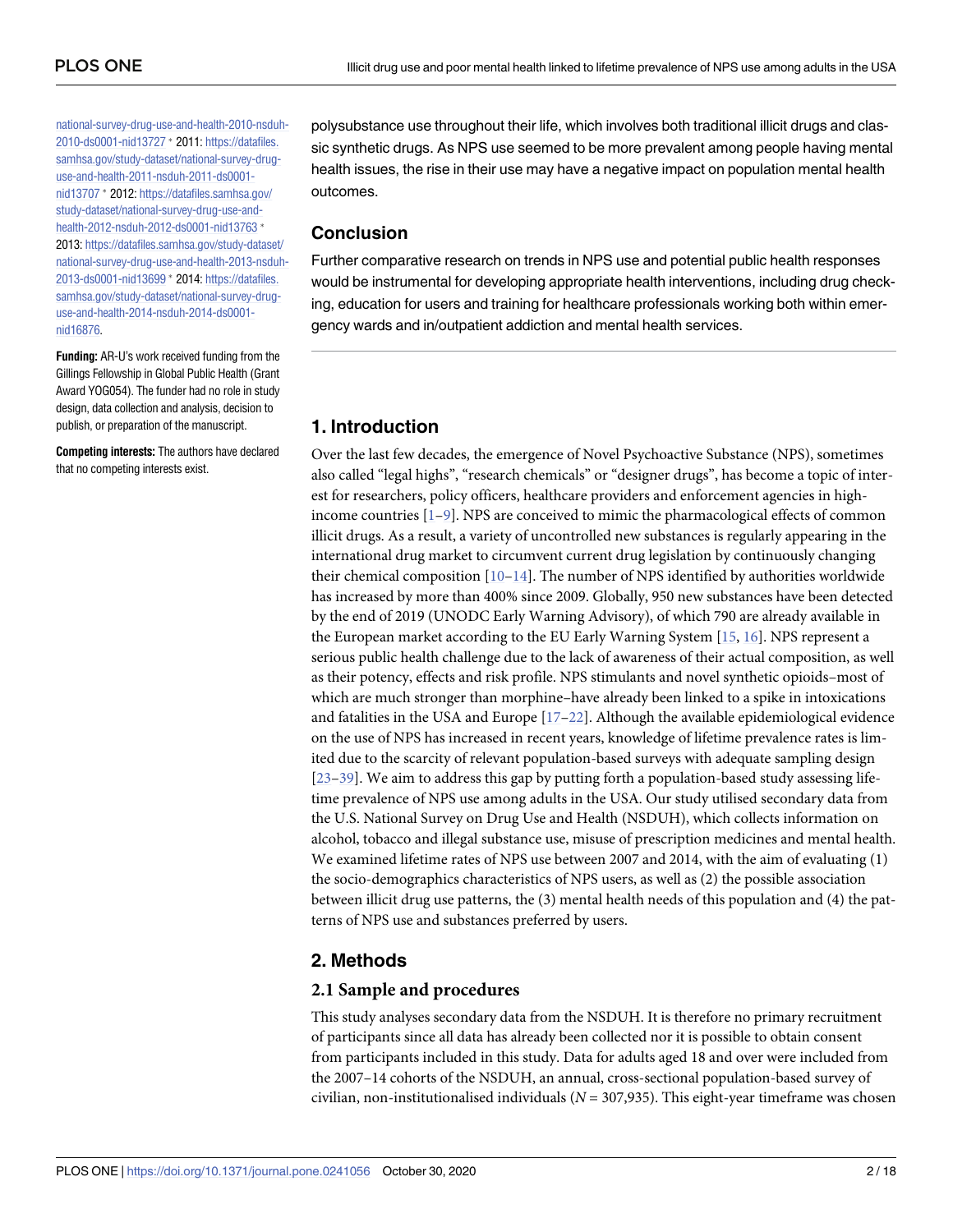national-survey-drug-use-and-health-2010-nsduh-2010-ds0001-nid13727 * 2011: https://datafiles.samhsa.gov/study-dataset/national-survey-drug-use-and-health-2011-nsduh-2011-ds0001-nid13707 * 2012: https://datafiles.samhsa.gov/study-dataset/national-survey-drug-use-and-health-2012-nsduh-2012-ds0001-nid13763 * 2013: https://datafiles.samhsa.gov/study-dataset/national-survey-drug-use-and-health-2013-nsduh-2013-ds0001-nid13699 * 2014: https://datafiles.samhsa.gov/study-dataset/national-survey-drug-use-and-health-2014-nsduh-2014-ds0001-nid16876.

**Funding:** AR-U's work received funding from the Gillings Fellowship in Global Public Health (Grant Award YOG054). The funder had no role in study design, data collection and analysis, decision to publish, or preparation of the manuscript.

**Competing interests:** The authors have declared that no competing interests exist.

polysubstance use throughout their life, which involves both traditional illicit drugs and classic synthetic drugs. As NPS use seemed to be more prevalent among people having mental health issues, the rise in their use may have a negative impact on population mental health outcomes.

## Conclusion

Further comparative research on trends in NPS use and potential public health responses would be instrumental for developing appropriate health interventions, including drug checking, education for users and training for healthcare professionals working both within emergency wards and in/outpatient addiction and mental health services.

## 1. Introduction

Over the last few decades, the emergence of Novel Psychoactive Substance (NPS), sometimes also called "legal highs", "research chemicals" or "designer drugs", has become a topic of interest for researchers, policy officers, healthcare providers and enforcement agencies in high-income countries [1–9]. NPS are conceived to mimic the pharmacological effects of common illicit drugs. As a result, a variety of uncontrolled new substances is regularly appearing in the international drug market to circumvent current drug legislation by continuously changing their chemical composition [10–14]. The number of NPS identified by authorities worldwide has increased by more than 400% since 2009. Globally, 950 new substances have been detected by the end of 2019 (UNODC Early Warning Advisory), of which 790 are already available in the European market according to the EU Early Warning System [15, 16]. NPS represent a serious public health challenge due to the lack of awareness of their actual composition, as well as their potency, effects and risk profile. NPS stimulants and novel synthetic opioids–most of which are much stronger than morphine–have already been linked to a spike in intoxications and fatalities in the USA and Europe [17–22]. Although the available epidemiological evidence on the use of NPS has increased in recent years, knowledge of lifetime prevalence rates is limited due to the scarcity of relevant population-based surveys with adequate sampling design [23–39]. We aim to address this gap by putting forth a population-based study assessing lifetime prevalence of NPS use among adults in the USA. Our study utilised secondary data from the U.S. National Survey on Drug Use and Health (NSDUH), which collects information on alcohol, tobacco and illegal substance use, misuse of prescription medicines and mental health. We examined lifetime rates of NPS use between 2007 and 2014, with the aim of evaluating (1) the socio-demographics characteristics of NPS users, as well as (2) the possible association between illicit drug use patterns, the (3) mental health needs of this population and (4) the patterns of NPS use and substances preferred by users.

## 2. Methods

### 2.1 Sample and procedures

This study analyses secondary data from the NSDUH. It is therefore no primary recruitment of participants since all data has already been collected nor it is possible to obtain consent from participants included in this study. Data for adults aged 18 and over were included from the 2007–14 cohorts of the NSDUH, an annual, cross-sectional population-based survey of civilian, non-institutionalised individuals (*N* = 307,935). This eight-year timeframe was chosen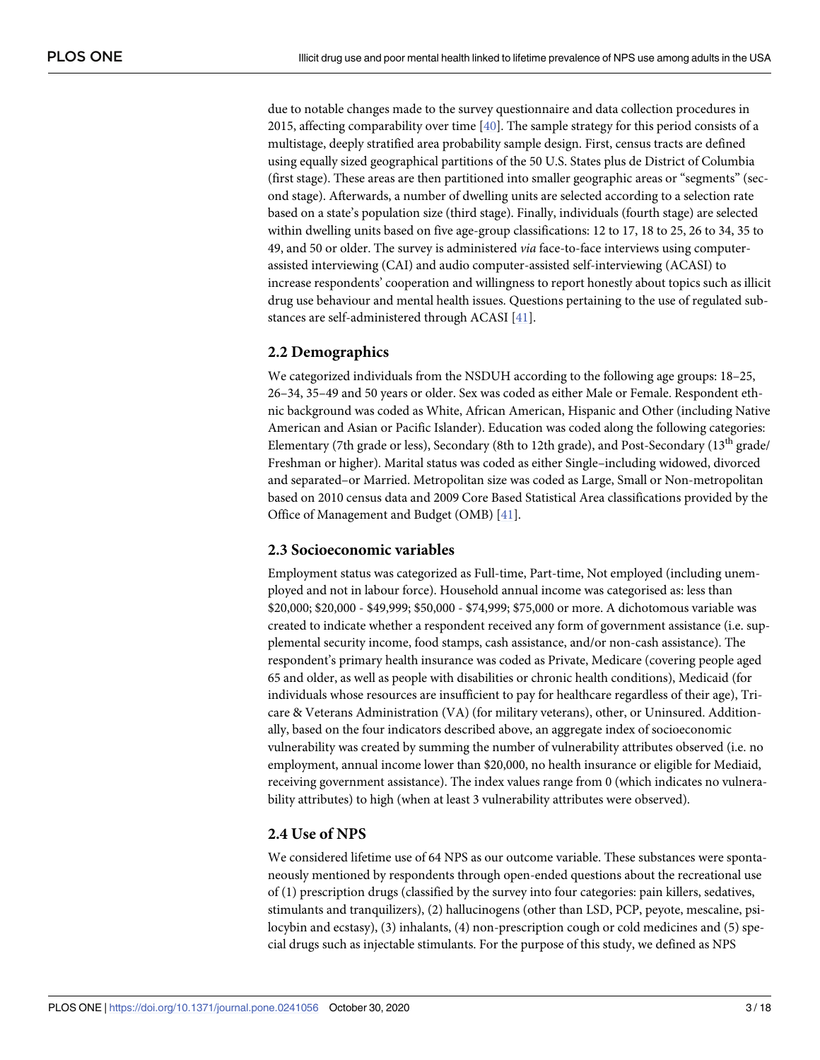due to notable changes made to the survey questionnaire and data collection procedures in 2015, affecting comparability over time [40]. The sample strategy for this period consists of a multistage, deeply stratified area probability sample design. First, census tracts are defined using equally sized geographical partitions of the 50 U.S. States plus de District of Columbia (first stage). These areas are then partitioned into smaller geographic areas or "segments" (second stage). Afterwards, a number of dwelling units are selected according to a selection rate based on a state's population size (third stage). Finally, individuals (fourth stage) are selected within dwelling units based on five age-group classifications: 12 to 17, 18 to 25, 26 to 34, 35 to 49, and 50 or older. The survey is administered *via* face-to-face interviews using computer-assisted interviewing (CAI) and audio computer-assisted self-interviewing (ACASI) to increase respondents' cooperation and willingness to report honestly about topics such as illicit drug use behaviour and mental health issues. Questions pertaining to the use of regulated substances are self-administered through ACASI [41].

## 2.2 Demographics

We categorized individuals from the NSDUH according to the following age groups: 18–25, 26–34, 35–49 and 50 years or older. Sex was coded as either Male or Female. Respondent ethnic background was coded as White, African American, Hispanic and Other (including Native American and Asian or Pacific Islander). Education was coded along the following categories: Elementary (7th grade or less), Secondary (8th to 12th grade), and Post-Secondary (13th grade/ Freshman or higher). Marital status was coded as either Single–including widowed, divorced and separated–or Married. Metropolitan size was coded as Large, Small or Non-metropolitan based on 2010 census data and 2009 Core Based Statistical Area classifications provided by the Office of Management and Budget (OMB) [41].

## 2.3 Socioeconomic variables

Employment status was categorized as Full-time, Part-time, Not employed (including unemployed and not in labour force). Household annual income was categorised as: less than \$20,000; \$20,000 - \$49,999; \$50,000 - \$74,999; \$75,000 or more. A dichotomous variable was created to indicate whether a respondent received any form of government assistance (i.e. supplemental security income, food stamps, cash assistance, and/or non-cash assistance). The respondent's primary health insurance was coded as Private, Medicare (covering people aged 65 and older, as well as people with disabilities or chronic health conditions), Medicaid (for individuals whose resources are insufficient to pay for healthcare regardless of their age), Tricare & Veterans Administration (VA) (for military veterans), other, or Uninsured. Additionally, based on the four indicators described above, an aggregate index of socioeconomic vulnerability was created by summing the number of vulnerability attributes observed (i.e. no employment, annual income lower than \$20,000, no health insurance or eligible for Mediaid, receiving government assistance). The index values range from 0 (which indicates no vulnerability attributes) to high (when at least 3 vulnerability attributes were observed).

## 2.4 Use of NPS

We considered lifetime use of 64 NPS as our outcome variable. These substances were spontaneously mentioned by respondents through open-ended questions about the recreational use of (1) prescription drugs (classified by the survey into four categories: pain killers, sedatives, stimulants and tranquilizers), (2) hallucinogens (other than LSD, PCP, peyote, mescaline, psilocybin and ecstasy), (3) inhalants, (4) non-prescription cough or cold medicines and (5) special drugs such as injectable stimulants. For the purpose of this study, we defined as NPS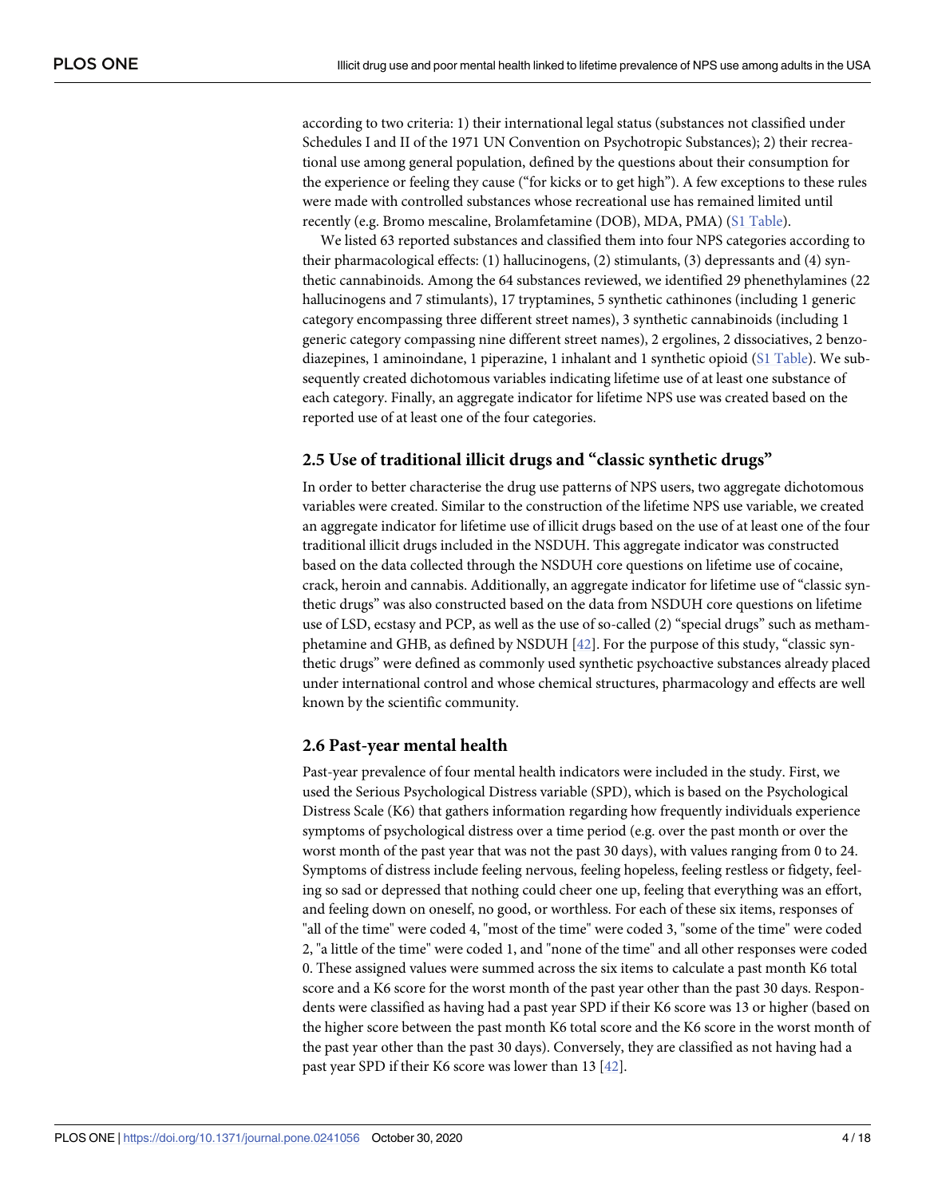according to two criteria: 1) their international legal status (substances not classified under Schedules I and II of the 1971 UN Convention on Psychotropic Substances); 2) their recreational use among general population, defined by the questions about their consumption for the experience or feeling they cause ("for kicks or to get high"). A few exceptions to these rules were made with controlled substances whose recreational use has remained limited until recently (e.g. Bromo mescaline, Brolamfetamine (DOB), MDA, PMA) (S1 Table).

We listed 63 reported substances and classified them into four NPS categories according to their pharmacological effects: (1) hallucinogens, (2) stimulants, (3) depressants and (4) synthetic cannabinoids. Among the 64 substances reviewed, we identified 29 phenethylamines (22 hallucinogens and 7 stimulants), 17 tryptamines, 5 synthetic cathinones (including 1 generic category encompassing three different street names), 3 synthetic cannabinoids (including 1 generic category compassing nine different street names), 2 ergolines, 2 dissociatives, 2 benzodiazepines, 1 aminoindane, 1 piperazine, 1 inhalant and 1 synthetic opioid (S1 Table). We subsequently created dichotomous variables indicating lifetime use of at least one substance of each category. Finally, an aggregate indicator for lifetime NPS use was created based on the reported use of at least one of the four categories.

## 2.5 Use of traditional illicit drugs and "classic synthetic drugs"

In order to better characterise the drug use patterns of NPS users, two aggregate dichotomous variables were created. Similar to the construction of the lifetime NPS use variable, we created an aggregate indicator for lifetime use of illicit drugs based on the use of at least one of the four traditional illicit drugs included in the NSDUH. This aggregate indicator was constructed based on the data collected through the NSDUH core questions on lifetime use of cocaine, crack, heroin and cannabis. Additionally, an aggregate indicator for lifetime use of "classic synthetic drugs" was also constructed based on the data from NSDUH core questions on lifetime use of LSD, ecstasy and PCP, as well as the use of so-called (2) "special drugs" such as methamphetamine and GHB, as defined by NSDUH [42]. For the purpose of this study, "classic synthetic drugs" were defined as commonly used synthetic psychoactive substances already placed under international control and whose chemical structures, pharmacology and effects are well known by the scientific community.

## 2.6 Past-year mental health

Past-year prevalence of four mental health indicators were included in the study. First, we used the Serious Psychological Distress variable (SPD), which is based on the Psychological Distress Scale (K6) that gathers information regarding how frequently individuals experience symptoms of psychological distress over a time period (e.g. over the past month or over the worst month of the past year that was not the past 30 days), with values ranging from 0 to 24. Symptoms of distress include feeling nervous, feeling hopeless, feeling restless or fidgety, feeling so sad or depressed that nothing could cheer one up, feeling that everything was an effort, and feeling down on oneself, no good, or worthless. For each of these six items, responses of "all of the time" were coded 4, "most of the time" were coded 3, "some of the time" were coded 2, "a little of the time" were coded 1, and "none of the time" and all other responses were coded 0. These assigned values were summed across the six items to calculate a past month K6 total score and a K6 score for the worst month of the past year other than the past 30 days. Respondents were classified as having had a past year SPD if their K6 score was 13 or higher (based on the higher score between the past month K6 total score and the K6 score in the worst month of the past year other than the past 30 days). Conversely, they are classified as not having had a past year SPD if their K6 score was lower than 13 [42].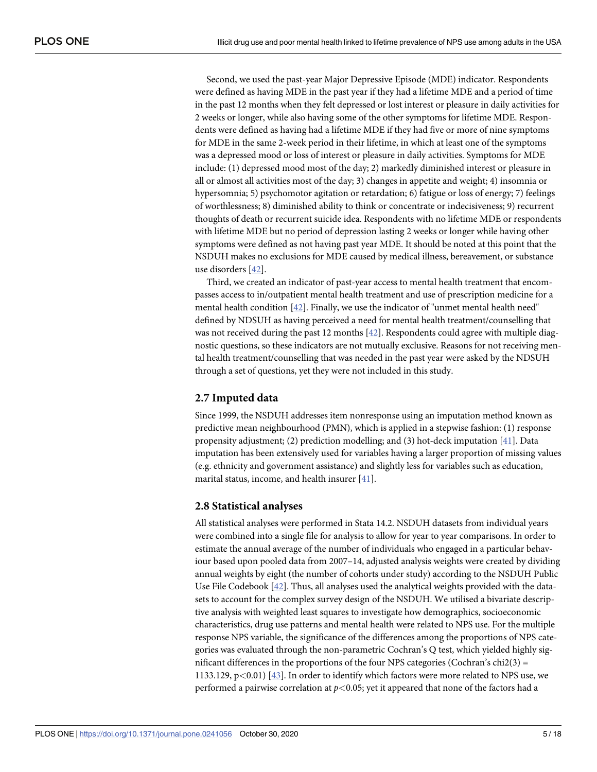Second, we used the past-year Major Depressive Episode (MDE) indicator. Respondents were defined as having MDE in the past year if they had a lifetime MDE and a period of time in the past 12 months when they felt depressed or lost interest or pleasure in daily activities for 2 weeks or longer, while also having some of the other symptoms for lifetime MDE. Respondents were defined as having had a lifetime MDE if they had five or more of nine symptoms for MDE in the same 2-week period in their lifetime, in which at least one of the symptoms was a depressed mood or loss of interest or pleasure in daily activities. Symptoms for MDE include: (1) depressed mood most of the day; 2) markedly diminished interest or pleasure in all or almost all activities most of the day; 3) changes in appetite and weight; 4) insomnia or hypersomnia; 5) psychomotor agitation or retardation; 6) fatigue or loss of energy; 7) feelings of worthlessness; 8) diminished ability to think or concentrate or indecisiveness; 9) recurrent thoughts of death or recurrent suicide idea. Respondents with no lifetime MDE or respondents with lifetime MDE but no period of depression lasting 2 weeks or longer while having other symptoms were defined as not having past year MDE. It should be noted at this point that the NSDUH makes no exclusions for MDE caused by medical illness, bereavement, or substance use disorders [42].

Third, we created an indicator of past-year access to mental health treatment that encompasses access to in/outpatient mental health treatment and use of prescription medicine for a mental health condition [42]. Finally, we use the indicator of "unmet mental health need" defined by NDSUH as having perceived a need for mental health treatment/counselling that was not received during the past 12 months [42]. Respondents could agree with multiple diagnostic questions, so these indicators are not mutually exclusive. Reasons for not receiving mental health treatment/counselling that was needed in the past year were asked by the NDSUH through a set of questions, yet they were not included in this study.

## 2.7 Imputed data

Since 1999, the NSDUH addresses item nonresponse using an imputation method known as predictive mean neighbourhood (PMN), which is applied in a stepwise fashion: (1) response propensity adjustment; (2) prediction modelling; and (3) hot-deck imputation [41]. Data imputation has been extensively used for variables having a larger proportion of missing values (e.g. ethnicity and government assistance) and slightly less for variables such as education, marital status, income, and health insurer [41].

## 2.8 Statistical analyses

All statistical analyses were performed in Stata 14.2. NSDUH datasets from individual years were combined into a single file for analysis to allow for year to year comparisons. In order to estimate the annual average of the number of individuals who engaged in a particular behaviour based upon pooled data from 2007–14, adjusted analysis weights were created by dividing annual weights by eight (the number of cohorts under study) according to the NSDUH Public Use File Codebook [42]. Thus, all analyses used the analytical weights provided with the datasets to account for the complex survey design of the NSDUH. We utilised a bivariate descriptive analysis with weighted least squares to investigate how demographics, socioeconomic characteristics, drug use patterns and mental health were related to NPS use. For the multiple response NPS variable, the significance of the differences among the proportions of NPS categories was evaluated through the non-parametric Cochran's Q test, which yielded highly significant differences in the proportions of the four NPS categories (Cochran's chi2(3) = 1133.129, $p<0.01$) [43]. In order to identify which factors were more related to NPS use, we performed a pairwise correlation at $p<0.05$; yet it appeared that none of the factors had a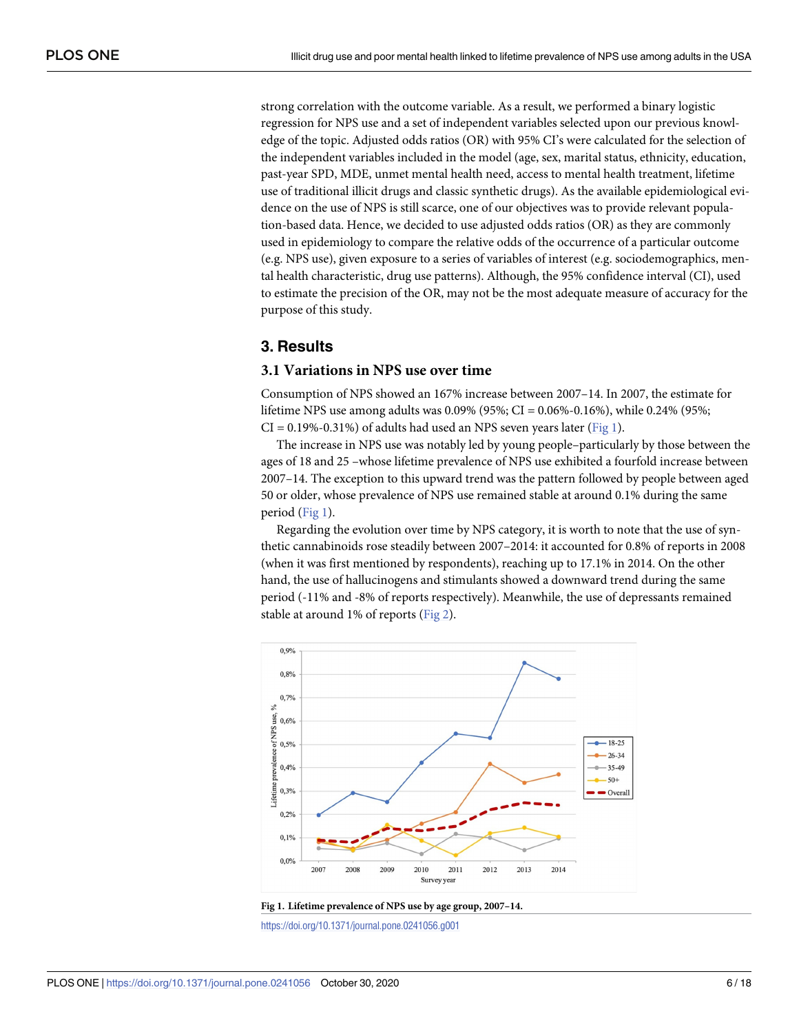strong correlation with the outcome variable. As a result, we performed a binary logistic regression for NPS use and a set of independent variables selected upon our previous knowledge of the topic. Adjusted odds ratios (OR) with 95% CI's were calculated for the selection of the independent variables included in the model (age, sex, marital status, ethnicity, education, past-year SPD, MDE, unmet mental health need, access to mental health treatment, lifetime use of traditional illicit drugs and classic synthetic drugs). As the available epidemiological evidence on the use of NPS is still scarce, one of our objectives was to provide relevant population-based data. Hence, we decided to use adjusted odds ratios (OR) as they are commonly used in epidemiology to compare the relative odds of the occurrence of a particular outcome (e.g. NPS use), given exposure to a series of variables of interest (e.g. sociodemographics, mental health characteristic, drug use patterns). Although, the 95% confidence interval (CI), used to estimate the precision of the OR, may not be the most adequate measure of accuracy for the purpose of this study.

## 3. Results

### 3.1 Variations in NPS use over time

Consumption of NPS showed an 167% increase between 2007–14. In 2007, the estimate for lifetime NPS use among adults was 0.09% (95%; CI = 0.06%-0.16%), while 0.24% (95%; CI = 0.19%-0.31%) of adults had used an NPS seven years later (Fig 1).

The increase in NPS use was notably led by young people–particularly by those between the ages of 18 and 25 –whose lifetime prevalence of NPS use exhibited a fourfold increase between 2007–14. The exception to this upward trend was the pattern followed by people between aged 50 or older, whose prevalence of NPS use remained stable at around 0.1% during the same period (Fig 1).

Regarding the evolution over time by NPS category, it is worth to note that the use of synthetic cannabinoids rose steadily between 2007–2014: it accounted for 0.8% of reports in 2008 (when it was first mentioned by respondents), reaching up to 17.1% in 2014. On the other hand, the use of hallucinogens and stimulants showed a downward trend during the same period (-11% and -8% of reports respectively). Meanwhile, the use of depressants remained stable at around 1% of reports (Fig 2).

**Fig 1. Lifetime prevalence of NPS use by age group, 2007–14.**

https://doi.org/10.1371/journal.pone.0241056.g001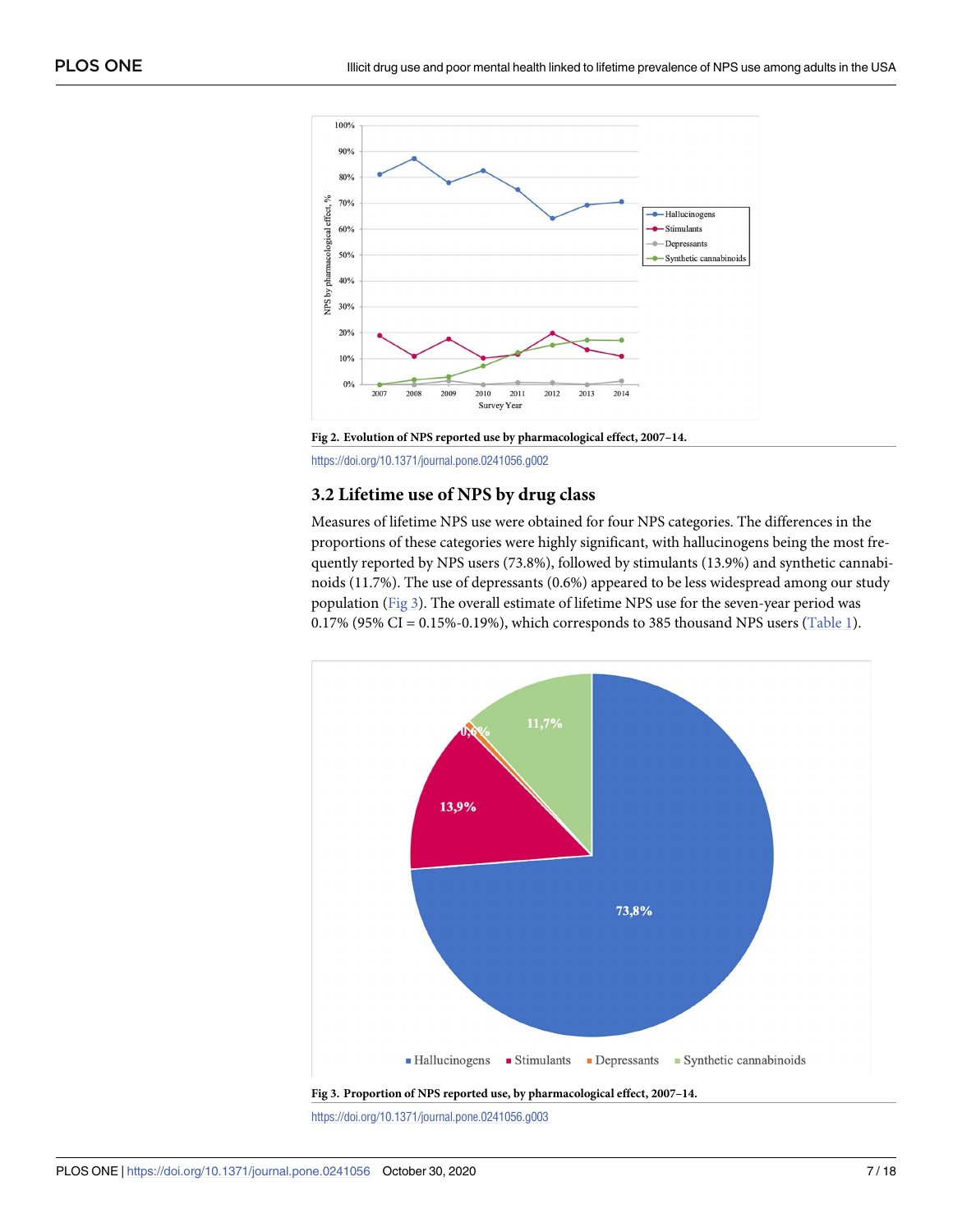Fig 2. Evolution of NPS reported use by pharmacological effect, 2007–14.

https://doi.org/10.1371/journal.pone.0241056.g002

### 3.2 Lifetime use of NPS by drug class

Measures of lifetime NPS use were obtained for four NPS categories. The differences in the proportions of these categories were highly significant, with hallucinogens being the most frequently reported by NPS users (73.8%), followed by stimulants (13.9%) and synthetic cannabinoids (11.7%). The use of depressants (0.6%) appeared to be less widespread among our study population (Fig 3). The overall estimate of lifetime NPS use for the seven-year period was 0.17% (95% CI = 0.15%-0.19%), which corresponds to 385 thousand NPS users (Table 1).

Fig 3. Proportion of NPS reported use, by pharmacological effect, 2007–14.

https://doi.org/10.1371/journal.pone.0241056.g003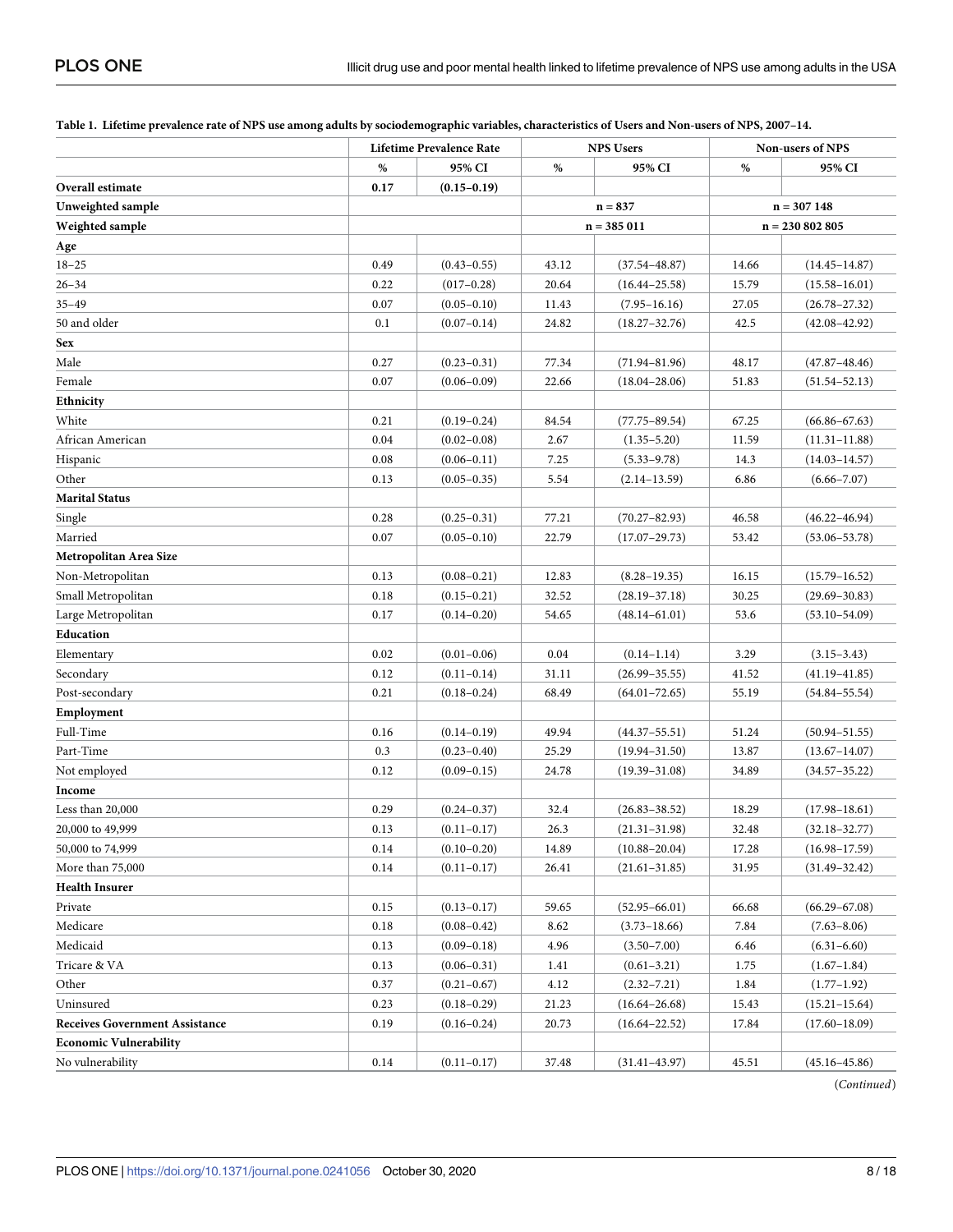**Table 1. Lifetime prevalence rate of NPS use among adults by sociodemographic variables, characteristics of Users and Non-users of NPS, 2007–14.**

| | Lifetime Prevalence Rate | | NPS Users | | Non-users of NPS | |
|---|---|---|---|---|---|---|
| | % | 95% CI | % | 95% CI | % | 95% CI |
| **Overall estimate** | **0.17** | **(0.15–0.19)** | | | | |
| **Unweighted sample** | | | n = 837 | | n = 307 148 | |
| **Weighted sample** | | | n = 385 011 | | n = 230 802 805 | |
| **Age** | | | | | | |
| 18–25 | 0.49 | (0.43–0.55) | 43.12 | (37.54–48.87) | 14.66 | (14.45–14.87) |
| 26–34 | 0.22 | (017–0.28) | 20.64 | (16.44–25.58) | 15.79 | (15.58–16.01) |
| 35–49 | 0.07 | (0.05–0.10) | 11.43 | (7.95–16.16) | 27.05 | (26.78–27.32) |
| 50 and older | 0.1 | (0.07–0.14) | 24.82 | (18.27–32.76) | 42.5 | (42.08–42.92) |
| **Sex** | | | | | | |
| Male | 0.27 | (0.23–0.31) | 77.34 | (71.94–81.96) | 48.17 | (47.87–48.46) |
| Female | 0.07 | (0.06–0.09) | 22.66 | (18.04–28.06) | 51.83 | (51.54–52.13) |
| **Ethnicity** | | | | | | |
| White | 0.21 | (0.19–0.24) | 84.54 | (77.75–89.54) | 67.25 | (66.86–67.63) |
| African American | 0.04 | (0.02–0.08) | 2.67 | (1.35–5.20) | 11.59 | (11.31–11.88) |
| Hispanic | 0.08 | (0.06–0.11) | 7.25 | (5.33–9.78) | 14.3 | (14.03–14.57) |
| Other | 0.13 | (0.05–0.35) | 5.54 | (2.14–13.59) | 6.86 | (6.66–7.07) |
| **Marital Status** | | | | | | |
| Single | 0.28 | (0.25–0.31) | 77.21 | (70.27–82.93) | 46.58 | (46.22–46.94) |
| Married | 0.07 | (0.05–0.10) | 22.79 | (17.07–29.73) | 53.42 | (53.06–53.78) |
| **Metropolitan Area Size** | | | | | | |
| Non-Metropolitan | 0.13 | (0.08–0.21) | 12.83 | (8.28–19.35) | 16.15 | (15.79–16.52) |
| Small Metropolitan | 0.18 | (0.15–0.21) | 32.52 | (28.19–37.18) | 30.25 | (29.69–30.83) |
| Large Metropolitan | 0.17 | (0.14–0.20) | 54.65 | (48.14–61.01) | 53.6 | (53.10–54.09) |
| **Education** | | | | | | |
| Elementary | 0.02 | (0.01–0.06) | 0.04 | (0.14–1.14) | 3.29 | (3.15–3.43) |
| Secondary | 0.12 | (0.11–0.14) | 31.11 | (26.99–35.55) | 41.52 | (41.19–41.85) |
| Post-secondary | 0.21 | (0.18–0.24) | 68.49 | (64.01–72.65) | 55.19 | (54.84–55.54) |
| **Employment** | | | | | | |
| Full-Time | 0.16 | (0.14–0.19) | 49.94 | (44.37–55.51) | 51.24 | (50.94–51.55) |
| Part-Time | 0.3 | (0.23–0.40) | 25.29 | (19.94–31.50) | 13.87 | (13.67–14.07) |
| Not employed | 0.12 | (0.09–0.15) | 24.78 | (19.39–31.08) | 34.89 | (34.57–35.22) |
| **Income** | | | | | | |
| Less than 20,000 | 0.29 | (0.24–0.37) | 32.4 | (26.83–38.52) | 18.29 | (17.98–18.61) |
| 20,000 to 49,999 | 0.13 | (0.11–0.17) | 26.3 | (21.31–31.98) | 32.48 | (32.18–32.77) |
| 50,000 to 74,999 | 0.14 | (0.10–0.20) | 14.89 | (10.88–20.04) | 17.28 | (16.98–17.59) |
| More than 75,000 | 0.14 | (0.11–0.17) | 26.41 | (21.61–31.85) | 31.95 | (31.49–32.42) |
| **Health Insurer** | | | | | | |
| Private | 0.15 | (0.13–0.17) | 59.65 | (52.95–66.01) | 66.68 | (66.29–67.08) |
| Medicare | 0.18 | (0.08–0.42) | 8.62 | (3.73–18.66) | 7.84 | (7.63–8.06) |
| Medicaid | 0.13 | (0.09–0.18) | 4.96 | (3.50–7.00) | 6.46 | (6.31–6.60) |
| Tricare & VA | 0.13 | (0.06–0.31) | 1.41 | (0.61–3.21) | 1.75 | (1.67–1.84) |
| Other | 0.37 | (0.21–0.67) | 4.12 | (2.32–7.21) | 1.84 | (1.77–1.92) |
| Uninsured | 0.23 | (0.18–0.29) | 21.23 | (16.64–26.68) | 15.43 | (15.21–15.64) |
| **Receives Government Assistance** | 0.19 | (0.16–0.24) | 20.73 | (16.64–22.52) | 17.84 | (17.60–18.09) |
| **Economic Vulnerability** | | | | | | |
| No vulnerability | 0.14 | (0.11–0.17) | 37.48 | (31.41–43.97) | 45.51 | (45.16–45.86) |

(*Continued*)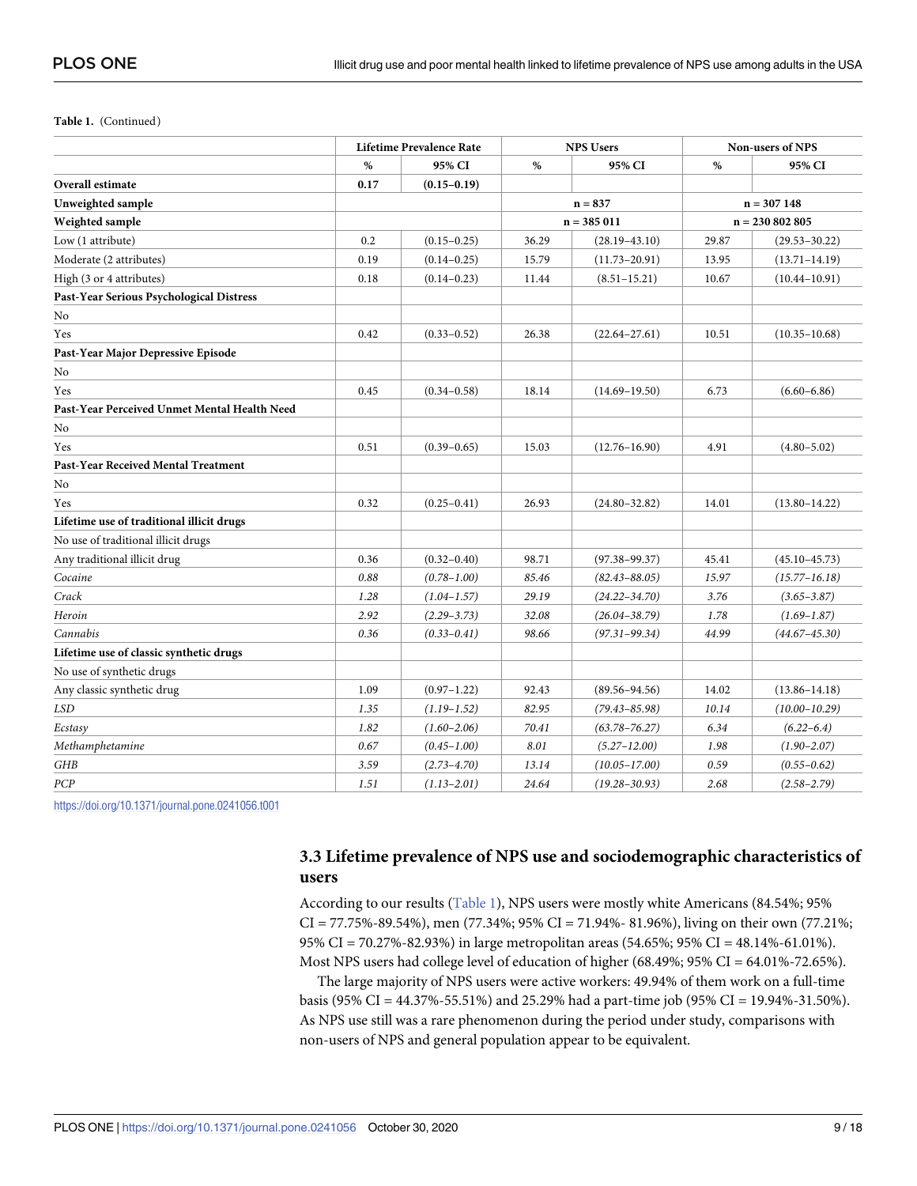**Table 1.** (Continued)

| | Lifetime Prevalence Rate | | NPS Users | | Non-users of NPS | |
|---|---|---|---|---|---|---|
| | % | 95% CI | % | 95% CI | % | 95% CI |
| **Overall estimate** | **0.17** | **(0.15–0.19)** | | | | |
| **Unweighted sample** | | | n = 837 | | n = 307 148 | |
| **Weighted sample** | | | n = 385 011 | | n = 230 802 805 | |
| Low (1 attribute) | 0.2 | (0.15–0.25) | 36.29 | (28.19–43.10) | 29.87 | (29.53–30.22) |
| Moderate (2 attributes) | 0.19 | (0.14–0.25) | 15.79 | (11.73–20.91) | 13.95 | (13.71–14.19) |
| High (3 or 4 attributes) | 0.18 | (0.14–0.23) | 11.44 | (8.51–15.21) | 10.67 | (10.44–10.91) |
| **Past-Year Serious Psychological Distress** | | | | | | |
| No | | | | | | |
| Yes | 0.42 | (0.33–0.52) | 26.38 | (22.64–27.61) | 10.51 | (10.35–10.68) |
| **Past-Year Major Depressive Episode** | | | | | | |
| No | | | | | | |
| Yes | 0.45 | (0.34–0.58) | 18.14 | (14.69–19.50) | 6.73 | (6.60–6.86) |
| **Past-Year Perceived Unmet Mental Health Need** | | | | | | |
| No | | | | | | |
| Yes | 0.51 | (0.39–0.65) | 15.03 | (12.76–16.90) | 4.91 | (4.80–5.02) |
| **Past-Year Received Mental Treatment** | | | | | | |
| No | | | | | | |
| Yes | 0.32 | (0.25–0.41) | 26.93 | (24.80–32.82) | 14.01 | (13.80–14.22) |
| **Lifetime use of traditional illicit drugs** | | | | | | |
| No use of traditional illicit drugs | | | | | | |
| Any traditional illicit drug | 0.36 | (0.32–0.40) | 98.71 | (97.38–99.37) | 45.41 | (45.10–45.73) |
| *Cocaine* | *0.88* | *(0.78–1.00)* | *85.46* | *(82.43–88.05)* | *15.97* | *(15.77–16.18)* |
| *Crack* | *1.28* | *(1.04–1.57)* | *29.19* | *(24.22–34.70)* | *3.76* | *(3.65–3.87)* |
| *Heroin* | *2.92* | *(2.29–3.73)* | *32.08* | *(26.04–38.79)* | *1.78* | *(1.69–1.87)* |
| *Cannabis* | *0.36* | *(0.33–0.41)* | *98.66* | *(97.31–99.34)* | *44.99* | *(44.67–45.30)* |
| **Lifetime use of classic synthetic drugs** | | | | | | |
| No use of synthetic drugs | | | | | | |
| Any classic synthetic drug | 1.09 | (0.97–1.22) | 92.43 | (89.56–94.56) | 14.02 | (13.86–14.18) |
| *LSD* | *1.35* | *(1.19–1.52)* | *82.95* | *(79.43–85.98)* | *10.14* | *(10.00–10.29)* |
| *Ecstasy* | *1.82* | *(1.60–2.06)* | *70.41* | *(63.78–76.27)* | *6.34* | *(6.22–6.4)* |
| *Methamphetamine* | *0.67* | *(0.45–1.00)* | *8.01* | *(5.27–12.00)* | *1.98* | *(1.90–2.07)* |
| *GHB* | *3.59* | *(2.73–4.70)* | *13.14* | *(10.05–17.00)* | *0.59* | *(0.55–0.62)* |
| *PCP* | *1.51* | *(1.13–2.01)* | *24.64* | *(19.28–30.93)* | *2.68* | *(2.58–2.79)* |

https://doi.org/10.1371/journal.pone.0241056.t001

### 3.3 Lifetime prevalence of NPS use and sociodemographic characteristics of users

According to our results (Table 1), NPS users were mostly white Americans (84.54%; 95% CI = 77.75%-89.54%), men (77.34%; 95% CI = 71.94%- 81.96%), living on their own (77.21%; 95% CI = 70.27%-82.93%) in large metropolitan areas (54.65%; 95% CI = 48.14%-61.01%). Most NPS users had college level of education of higher (68.49%; 95% CI = 64.01%-72.65%).

The large majority of NPS users were active workers: 49.94% of them work on a full-time basis (95% CI = 44.37%-55.51%) and 25.29% had a part-time job (95% CI = 19.94%-31.50%). As NPS use still was a rare phenomenon during the period under study, comparisons with non-users of NPS and general population appear to be equivalent.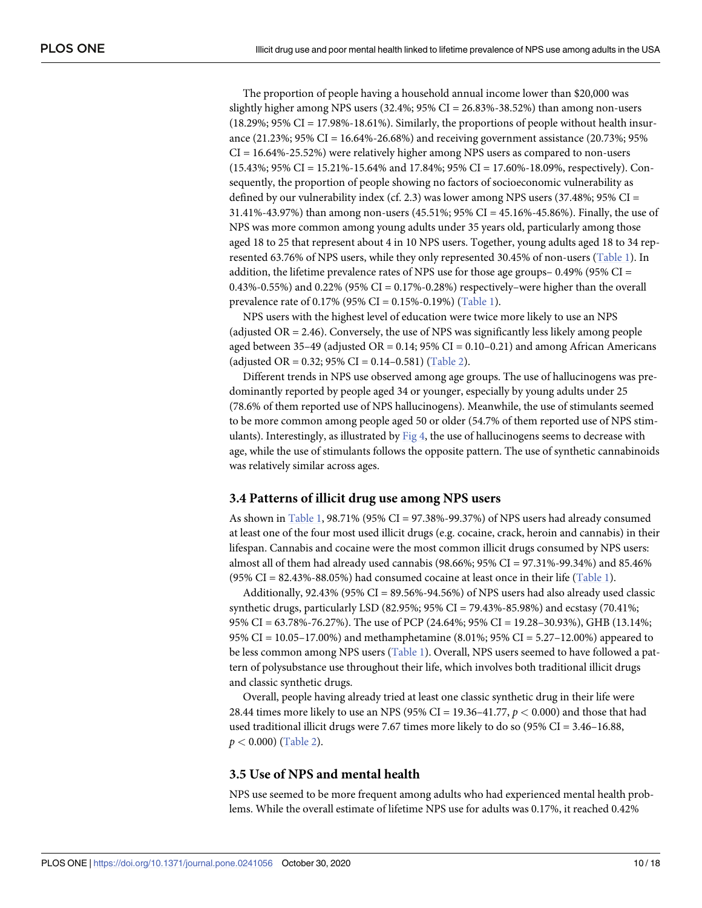The proportion of people having a household annual income lower than $20,000 was slightly higher among NPS users (32.4%; 95% CI = 26.83%-38.52%) than among non-users (18.29%; 95% CI = 17.98%-18.61%). Similarly, the proportions of people without health insurance (21.23%; 95% CI = 16.64%-26.68%) and receiving government assistance (20.73%; 95% CI = 16.64%-25.52%) were relatively higher among NPS users as compared to non-users (15.43%; 95% CI = 15.21%-15.64% and 17.84%; 95% CI = 17.60%-18.09%, respectively). Consequently, the proportion of people showing no factors of socioeconomic vulnerability as defined by our vulnerability index (cf. 2.3) was lower among NPS users (37.48%; 95% CI = 31.41%-43.97%) than among non-users (45.51%; 95% CI = 45.16%-45.86%). Finally, the use of NPS was more common among young adults under 35 years old, particularly among those aged 18 to 25 that represent about 4 in 10 NPS users. Together, young adults aged 18 to 34 represented 63.76% of NPS users, while they only represented 30.45% of non-users (Table 1). In addition, the lifetime prevalence rates of NPS use for those age groups– 0.49% (95% CI = 0.43%-0.55%) and 0.22% (95% CI = 0.17%-0.28%) respectively–were higher than the overall prevalence rate of 0.17% (95% CI = 0.15%-0.19%) (Table 1).

NPS users with the highest level of education were twice more likely to use an NPS (adjusted OR = 2.46). Conversely, the use of NPS was significantly less likely among people aged between 35–49 (adjusted OR = 0.14; 95% CI = 0.10–0.21) and among African Americans (adjusted OR = 0.32; 95% CI = 0.14–0.581) (Table 2).

Different trends in NPS use observed among age groups. The use of hallucinogens was predominantly reported by people aged 34 or younger, especially by young adults under 25 (78.6% of them reported use of NPS hallucinogens). Meanwhile, the use of stimulants seemed to be more common among people aged 50 or older (54.7% of them reported use of NPS stimulants). Interestingly, as illustrated by Fig 4, the use of hallucinogens seems to decrease with age, while the use of stimulants follows the opposite pattern. The use of synthetic cannabinoids was relatively similar across ages.

### 3.4 Patterns of illicit drug use among NPS users

As shown in Table 1, 98.71% (95% CI = 97.38%-99.37%) of NPS users had already consumed at least one of the four most used illicit drugs (e.g. cocaine, crack, heroin and cannabis) in their lifespan. Cannabis and cocaine were the most common illicit drugs consumed by NPS users: almost all of them had already used cannabis (98.66%; 95% CI = 97.31%-99.34%) and 85.46% (95% CI = 82.43%-88.05%) had consumed cocaine at least once in their life (Table 1).

Additionally, 92.43% (95% CI = 89.56%-94.56%) of NPS users had also already used classic synthetic drugs, particularly LSD (82.95%; 95% CI = 79.43%-85.98%) and ecstasy (70.41%; 95% CI = 63.78%-76.27%). The use of PCP (24.64%; 95% CI = 19.28–30.93%), GHB (13.14%; 95% CI = 10.05–17.00%) and methamphetamine (8.01%; 95% CI = 5.27–12.00%) appeared to be less common among NPS users (Table 1). Overall, NPS users seemed to have followed a pattern of polysubstance use throughout their life, which involves both traditional illicit drugs and classic synthetic drugs.

Overall, people having already tried at least one classic synthetic drug in their life were 28.44 times more likely to use an NPS (95% CI = 19.36–41.77, $p < 0.000$) and those that had used traditional illicit drugs were 7.67 times more likely to do so (95% CI = 3.46–16.88, $p < 0.000$) (Table 2).

### 3.5 Use of NPS and mental health

NPS use seemed to be more frequent among adults who had experienced mental health problems. While the overall estimate of lifetime NPS use for adults was 0.17%, it reached 0.42%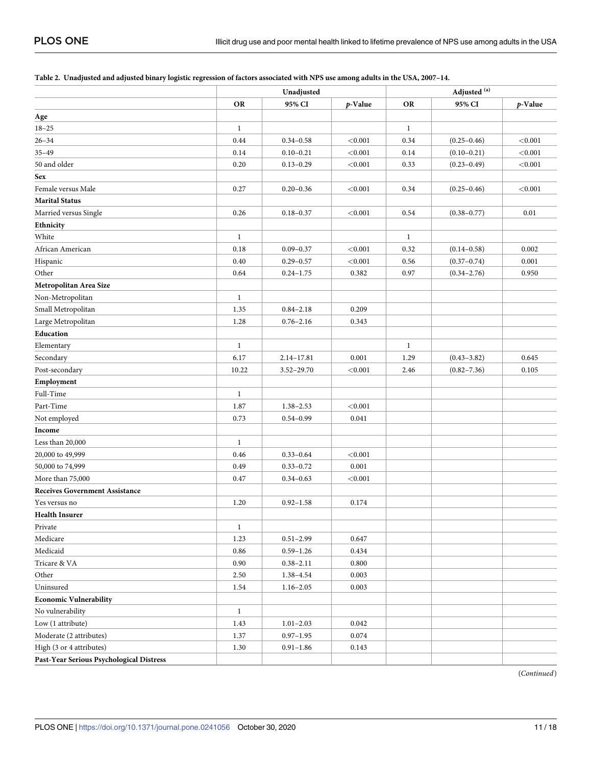**Table 2. Unadjusted and adjusted binary logistic regression of factors associated with NPS use among adults in the USA, 2007–14.**

| | Unadjusted | | | Adjusted [(a)] | | |
|---|---|---|---|---|---|---|
| | OR | 95% CI | *p*-Value | OR | 95% CI | *p*-Value |
| **Age** | | | | | | |
| 18–25 | 1 | | | 1 | | |
| 26–34 | 0.44 | 0.34–0.58 | <0.001 | 0.34 | (0.25–0.46) | <0.001 |
| 35–49 | 0.14 | 0.10–0.21 | <0.001 | 0.14 | (0.10–0.21) | <0.001 |
| 50 and older | 0.20 | 0.13–0.29 | <0.001 | 0.33 | (0.23–0.49) | <0.001 |
| **Sex** | | | | | | |
| Female versus Male | 0.27 | 0.20–0.36 | <0.001 | 0.34 | (0.25–0.46) | <0.001 |
| **Marital Status** | | | | | | |
| Married versus Single | 0.26 | 0.18–0.37 | <0.001 | 0.54 | (0.38–0.77) | 0.01 |
| **Ethnicity** | | | | | | |
| White | 1 | | | 1 | | |
| African American | 0.18 | 0.09–0.37 | <0.001 | 0.32 | (0.14–0.58) | 0.002 |
| Hispanic | 0.40 | 0.29–0.57 | <0.001 | 0.56 | (0.37–0.74) | 0.001 |
| Other | 0.64 | 0.24–1.75 | 0.382 | 0.97 | (0.34–2.76) | 0.950 |
| **Metropolitan Area Size** | | | | | | |
| Non-Metropolitan | 1 | | | | | |
| Small Metropolitan | 1.35 | 0.84–2.18 | 0.209 | | | |
| Large Metropolitan | 1.28 | 0.76–2.16 | 0.343 | | | |
| **Education** | | | | | | |
| Elementary | 1 | | | 1 | | |
| Secondary | 6.17 | 2.14–17.81 | 0.001 | 1.29 | (0.43–3.82) | 0.645 |
| Post-secondary | 10.22 | 3.52–29.70 | <0.001 | 2.46 | (0.82–7.36) | 0.105 |
| **Employment** | | | | | | |
| Full-Time | 1 | | | | | |
| Part-Time | 1.87 | 1.38–2.53 | <0.001 | | | |
| Not employed | 0.73 | 0.54–0.99 | 0.041 | | | |
| **Income** | | | | | | |
| Less than 20,000 | 1 | | | | | |
| 20,000 to 49,999 | 0.46 | 0.33–0.64 | <0.001 | | | |
| 50,000 to 74,999 | 0.49 | 0.33–0.72 | 0.001 | | | |
| More than 75,000 | 0.47 | 0.34–0.63 | <0.001 | | | |
| **Receives Government Assistance** | | | | | | |
| Yes versus no | 1.20 | 0.92–1.58 | 0.174 | | | |
| **Health Insurer** | | | | | | |
| Private | 1 | | | | | |
| Medicare | 1.23 | 0.51–2.99 | 0.647 | | | |
| Medicaid | 0.86 | 0.59–1.26 | 0.434 | | | |
| Tricare & VA | 0.90 | 0.38–2.11 | 0.800 | | | |
| Other | 2.50 | 1.38–4.54 | 0.003 | | | |
| Uninsured | 1.54 | 1.16–2.05 | 0.003 | | | |
| **Economic Vulnerability** | | | | | | |
| No vulnerability | 1 | | | | | |
| Low (1 attribute) | 1.43 | 1.01–2.03 | 0.042 | | | |
| Moderate (2 attributes) | 1.37 | 0.97–1.95 | 0.074 | | | |
| High (3 or 4 attributes) | 1.30 | 0.91–1.86 | 0.143 | | | |
| **Past-Year Serious Psychological Distress** | | | | | | |

(*Continued*)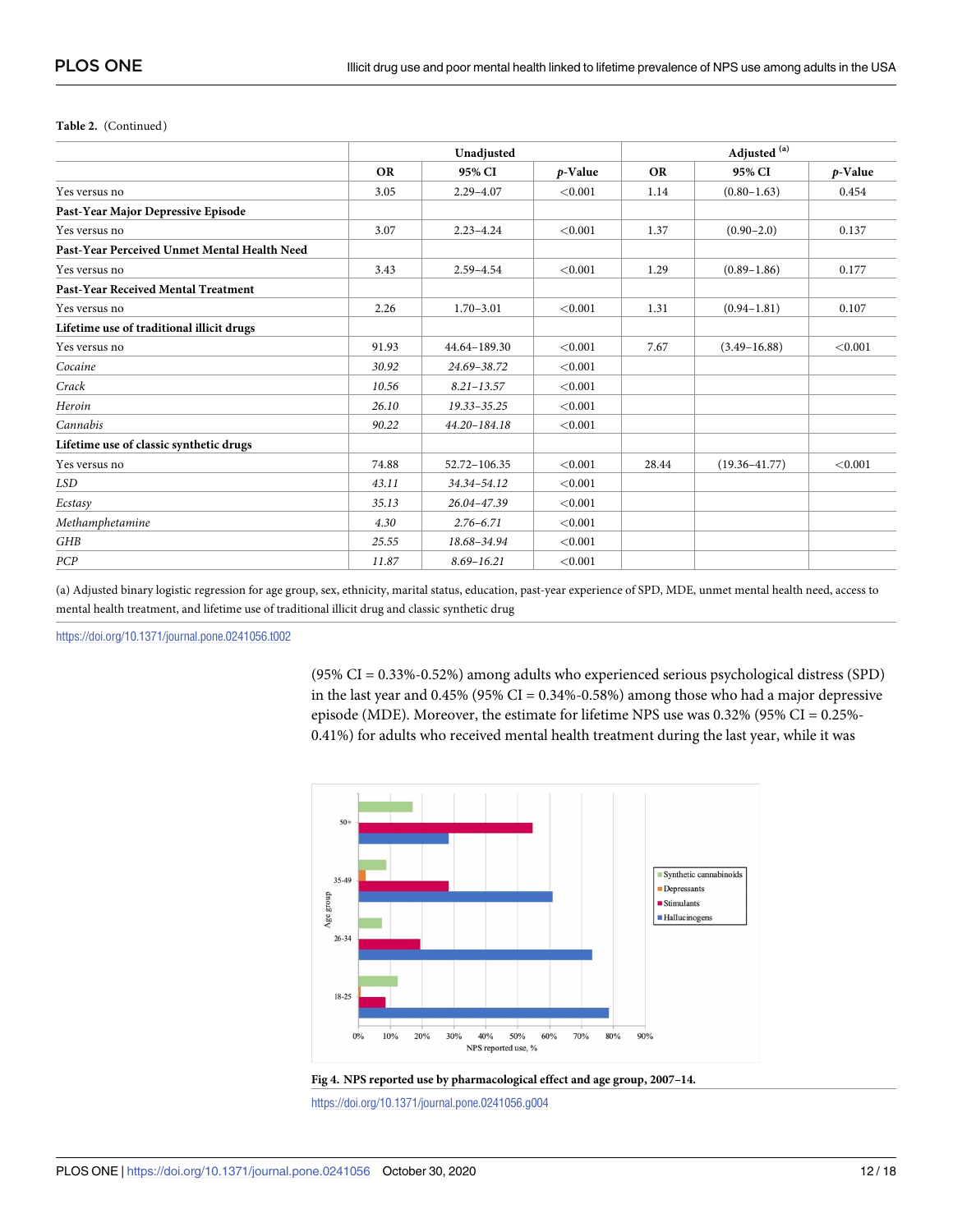**Table 2.** (Continued)

| | Unadjusted | | | Adjusted [(a)] | | |
|---|---|---|---|---|---|---|
| | OR | 95% CI | *p*-Value | OR | 95% CI | *p*-Value |
| Yes versus no | 3.05 | 2.29–4.07 | <0.001 | 1.14 | (0.80–1.63) | 0.454 |
| **Past-Year Major Depressive Episode** | | | | | | |
| Yes versus no | 3.07 | 2.23–4.24 | <0.001 | 1.37 | (0.90–2.0) | 0.137 |
| **Past-Year Perceived Unmet Mental Health Need** | | | | | | |
| Yes versus no | 3.43 | 2.59–4.54 | <0.001 | 1.29 | (0.89–1.86) | 0.177 |
| **Past-Year Received Mental Treatment** | | | | | | |
| Yes versus no | 2.26 | 1.70–3.01 | <0.001 | 1.31 | (0.94–1.81) | 0.107 |
| **Lifetime use of traditional illicit drugs** | | | | | | |
| Yes versus no | 91.93 | 44.64–189.30 | <0.001 | 7.67 | (3.49–16.88) | <0.001 |
| *Cocaine* | *30.92* | *24.69–38.72* | <0.001 | | | |
| *Crack* | *10.56* | *8.21–13.57* | <0.001 | | | |
| *Heroin* | *26.10* | *19.33–35.25* | <0.001 | | | |
| *Cannabis* | *90.22* | *44.20–184.18* | <0.001 | | | |
| **Lifetime use of classic synthetic drugs** | | | | | | |
| Yes versus no | 74.88 | 52.72–106.35 | <0.001 | 28.44 | (19.36–41.77) | <0.001 |
| *LSD* | *43.11* | *34.34–54.12* | <0.001 | | | |
| *Ecstasy* | *35.13* | *26.04–47.39* | <0.001 | | | |
| *Methamphetamine* | *4.30* | *2.76–6.71* | <0.001 | | | |
| *GHB* | *25.55* | *18.68–34.94* | <0.001 | | | |
| *PCP* | *11.87* | *8.69–16.21* | <0.001 | | | |

(a) Adjusted binary logistic regression for age group, sex, ethnicity, marital status, education, past-year experience of SPD, MDE, unmet mental health need, access to mental health treatment, and lifetime use of traditional illicit drug and classic synthetic drug

https://doi.org/10.1371/journal.pone.0241056.t002

(95% CI = 0.33%-0.52%) among adults who experienced serious psychological distress (SPD) in the last year and 0.45% (95% CI = 0.34%-0.58%) among those who had a major depressive episode (MDE). Moreover, the estimate for lifetime NPS use was 0.32% (95% CI = 0.25%-0.41%) for adults who received mental health treatment during the last year, while it was

**Fig 4. NPS reported use by pharmacological effect and age group, 2007–14.**

https://doi.org/10.1371/journal.pone.0241056.g004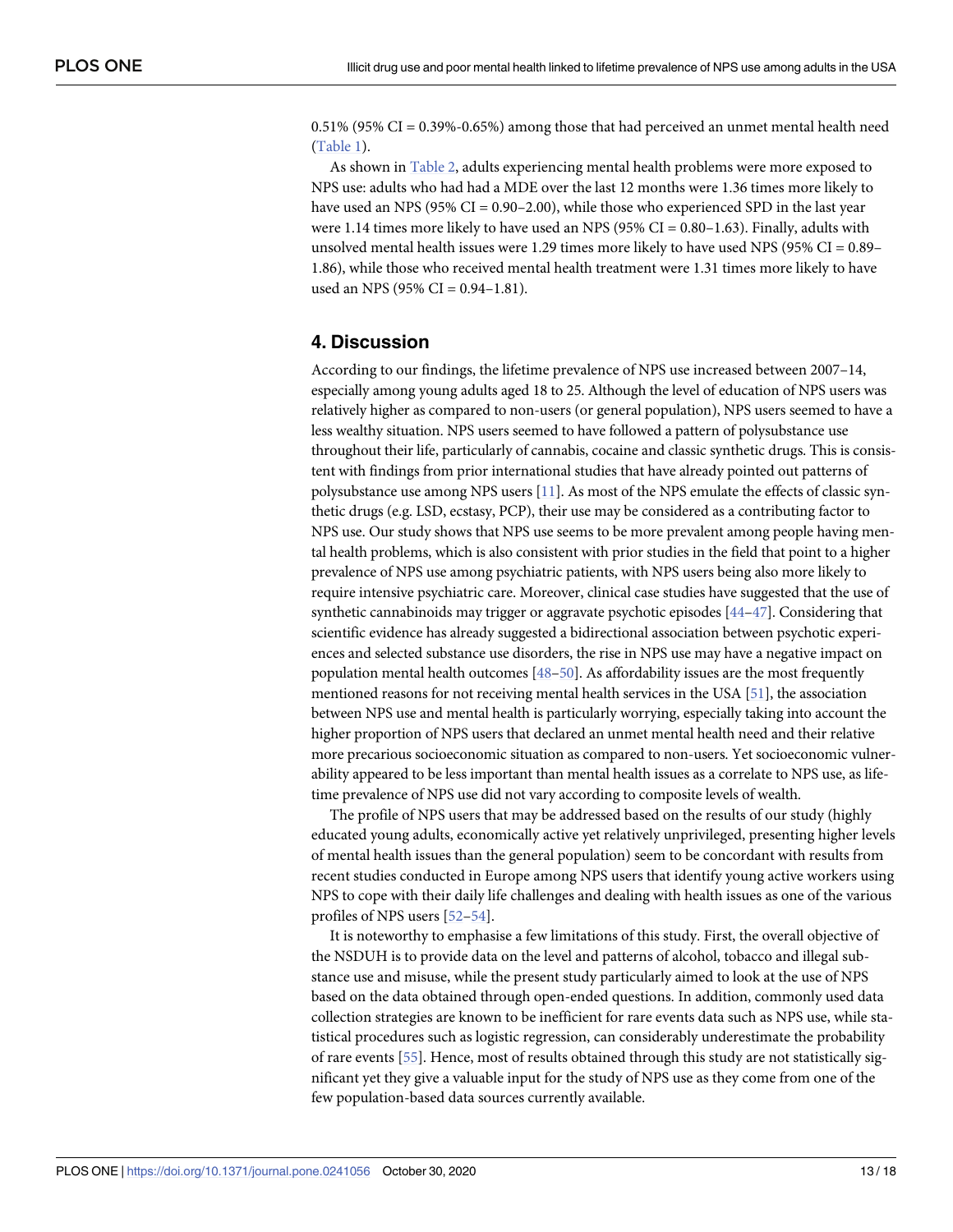0.51% (95% CI = 0.39%-0.65%) among those that had perceived an unmet mental health need (Table 1).

As shown in Table 2, adults experiencing mental health problems were more exposed to NPS use: adults who had had a MDE over the last 12 months were 1.36 times more likely to have used an NPS (95% CI = 0.90–2.00), while those who experienced SPD in the last year were 1.14 times more likely to have used an NPS (95% CI = 0.80–1.63). Finally, adults with unsolved mental health issues were 1.29 times more likely to have used NPS (95% CI = 0.89–1.86), while those who received mental health treatment were 1.31 times more likely to have used an NPS (95% CI = 0.94–1.81).

## 4. Discussion

According to our findings, the lifetime prevalence of NPS use increased between 2007–14, especially among young adults aged 18 to 25. Although the level of education of NPS users was relatively higher as compared to non-users (or general population), NPS users seemed to have a less wealthy situation. NPS users seemed to have followed a pattern of polysubstance use throughout their life, particularly of cannabis, cocaine and classic synthetic drugs. This is consistent with findings from prior international studies that have already pointed out patterns of polysubstance use among NPS users [11]. As most of the NPS emulate the effects of classic synthetic drugs (e.g. LSD, ecstasy, PCP), their use may be considered as a contributing factor to NPS use. Our study shows that NPS use seems to be more prevalent among people having mental health problems, which is also consistent with prior studies in the field that point to a higher prevalence of NPS use among psychiatric patients, with NPS users being also more likely to require intensive psychiatric care. Moreover, clinical case studies have suggested that the use of synthetic cannabinoids may trigger or aggravate psychotic episodes [44–47]. Considering that scientific evidence has already suggested a bidirectional association between psychotic experiences and selected substance use disorders, the rise in NPS use may have a negative impact on population mental health outcomes [48–50]. As affordability issues are the most frequently mentioned reasons for not receiving mental health services in the USA [51], the association between NPS use and mental health is particularly worrying, especially taking into account the higher proportion of NPS users that declared an unmet mental health need and their relative more precarious socioeconomic situation as compared to non-users. Yet socioeconomic vulnerability appeared to be less important than mental health issues as a correlate to NPS use, as lifetime prevalence of NPS use did not vary according to composite levels of wealth.

The profile of NPS users that may be addressed based on the results of our study (highly educated young adults, economically active yet relatively unprivileged, presenting higher levels of mental health issues than the general population) seem to be concordant with results from recent studies conducted in Europe among NPS users that identify young active workers using NPS to cope with their daily life challenges and dealing with health issues as one of the various profiles of NPS users [52–54].

It is noteworthy to emphasise a few limitations of this study. First, the overall objective of the NSDUH is to provide data on the level and patterns of alcohol, tobacco and illegal substance use and misuse, while the present study particularly aimed to look at the use of NPS based on the data obtained through open-ended questions. In addition, commonly used data collection strategies are known to be inefficient for rare events data such as NPS use, while statistical procedures such as logistic regression, can considerably underestimate the probability of rare events [55]. Hence, most of results obtained through this study are not statistically significant yet they give a valuable input for the study of NPS use as they come from one of the few population-based data sources currently available.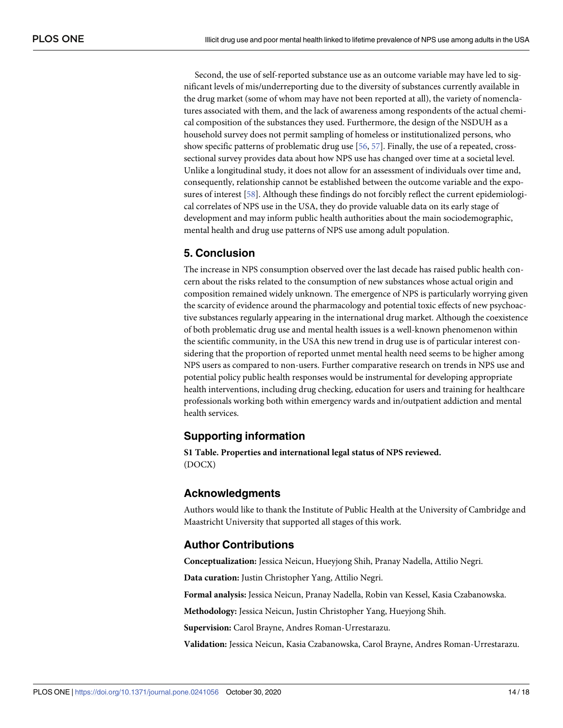Second, the use of self-reported substance use as an outcome variable may have led to significant levels of mis/underreporting due to the diversity of substances currently available in the drug market (some of whom may have not been reported at all), the variety of nomenclatures associated with them, and the lack of awareness among respondents of the actual chemical composition of the substances they used. Furthermore, the design of the NSDUH as a household survey does not permit sampling of homeless or institutionalized persons, who show specific patterns of problematic drug use [56, 57]. Finally, the use of a repeated, cross-sectional survey provides data about how NPS use has changed over time at a societal level. Unlike a longitudinal study, it does not allow for an assessment of individuals over time and, consequently, relationship cannot be established between the outcome variable and the exposures of interest [58]. Although these findings do not forcibly reflect the current epidemiological correlates of NPS use in the USA, they do provide valuable data on its early stage of development and may inform public health authorities about the main sociodemographic, mental health and drug use patterns of NPS use among adult population.

## 5. Conclusion

The increase in NPS consumption observed over the last decade has raised public health concern about the risks related to the consumption of new substances whose actual origin and composition remained widely unknown. The emergence of NPS is particularly worrying given the scarcity of evidence around the pharmacology and potential toxic effects of new psychoactive substances regularly appearing in the international drug market. Although the coexistence of both problematic drug use and mental health issues is a well-known phenomenon within the scientific community, in the USA this new trend in drug use is of particular interest considering that the proportion of reported unmet mental health need seems to be higher among NPS users as compared to non-users. Further comparative research on trends in NPS use and potential policy public health responses would be instrumental for developing appropriate health interventions, including drug checking, education for users and training for healthcare professionals working both within emergency wards and in/outpatient addiction and mental health services.

## Supporting information

**S1 Table. Properties and international legal status of NPS reviewed.**
(DOCX)

## Acknowledgments

Authors would like to thank the Institute of Public Health at the University of Cambridge and Maastricht University that supported all stages of this work.

## Author Contributions

**Conceptualization:** Jessica Neicun, Hueyjong Shih, Pranay Nadella, Attilio Negri.

**Data curation:** Justin Christopher Yang, Attilio Negri.

**Formal analysis:** Jessica Neicun, Pranay Nadella, Robin van Kessel, Kasia Czabanowska.

**Methodology:** Jessica Neicun, Justin Christopher Yang, Hueyjong Shih.

**Supervision:** Carol Brayne, Andres Roman-Urrestarazu.

**Validation:** Jessica Neicun, Kasia Czabanowska, Carol Brayne, Andres Roman-Urrestarazu.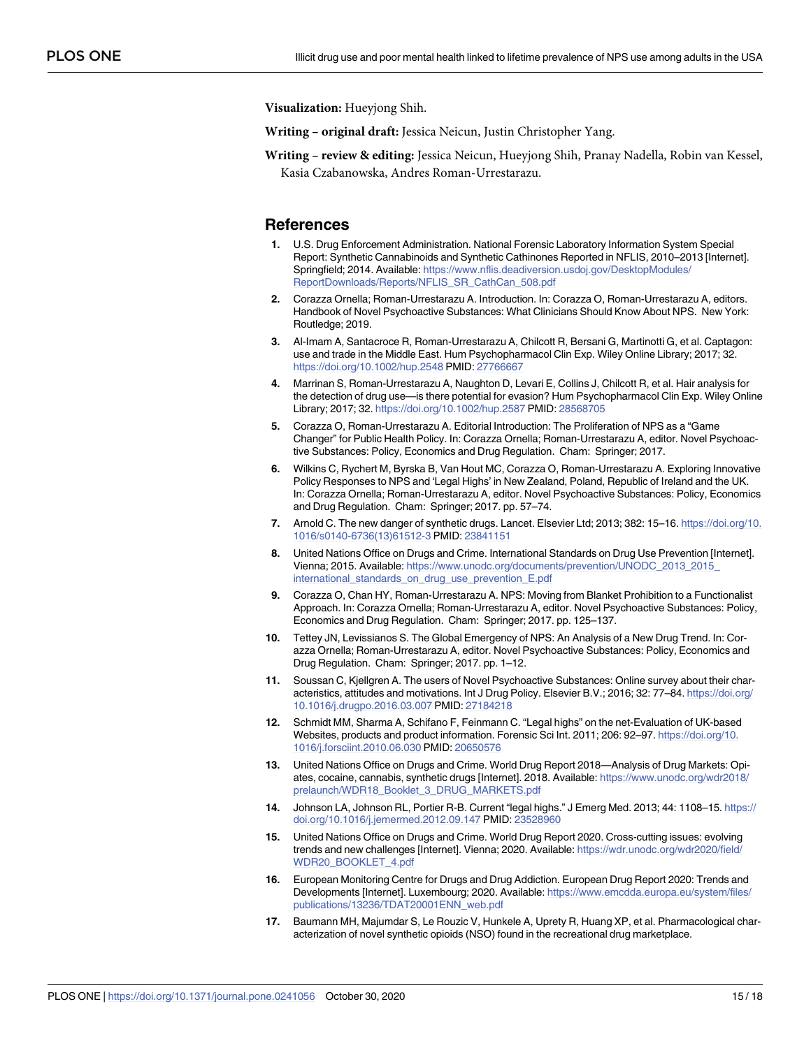**Visualization:** Hueyjong Shih.

**Writing – original draft:** Jessica Neicun, Justin Christopher Yang.

**Writing – review & editing:** Jessica Neicun, Hueyjong Shih, Pranay Nadella, Robin van Kessel, Kasia Czabanowska, Andres Roman-Urrestarazu.

## References

1. U.S. Drug Enforcement Administration. National Forensic Laboratory Information System Special Report: Synthetic Cannabinoids and Synthetic Cathinones Reported in NFLIS, 2010–2013 [Internet]. Springfield; 2014. Available: https://www.nflis.deadiversion.usdoj.gov/DesktopModules/ReportDownloads/Reports/NFLIS_SR_CathCan_508.pdf
2. Corazza Ornella; Roman-Urrestarazu A. Introduction. In: Corazza O, Roman-Urrestarazu A, editors. Handbook of Novel Psychoactive Substances: What Clinicians Should Know About NPS. New York: Routledge; 2019.
3. Al-Imam A, Santacroce R, Roman-Urrestarazu A, Chilcott R, Bersani G, Martinotti G, et al. Captagon: use and trade in the Middle East. Hum Psychopharmacol Clin Exp. Wiley Online Library; 2017; 32. https://doi.org/10.1002/hup.2548 PMID: 27766667
4. Marrinan S, Roman-Urrestarazu A, Naughton D, Levari E, Collins J, Chilcott R, et al. Hair analysis for the detection of drug use—is there potential for evasion? Hum Psychopharmacol Clin Exp. Wiley Online Library; 2017; 32. https://doi.org/10.1002/hup.2587 PMID: 28568705
5. Corazza O, Roman-Urrestarazu A. Editorial Introduction: The Proliferation of NPS as a "Game Changer" for Public Health Policy. In: Corazza Ornella; Roman-Urrestarazu A, editor. Novel Psychoactive Substances: Policy, Economics and Drug Regulation. Cham: Springer; 2017.
6. Wilkins C, Rychert M, Byrska B, Van Hout MC, Corazza O, Roman-Urrestarazu A. Exploring Innovative Policy Responses to NPS and 'Legal Highs' in New Zealand, Poland, Republic of Ireland and the UK. In: Corazza Ornella; Roman-Urrestarazu A, editor. Novel Psychoactive Substances: Policy, Economics and Drug Regulation. Cham: Springer; 2017. pp. 57–74.
7. Arnold C. The new danger of synthetic drugs. Lancet. Elsevier Ltd; 2013; 382: 15–16. https://doi.org/10.1016/s0140-6736(13)61512-3 PMID: 23841151
8. United Nations Office on Drugs and Crime. International Standards on Drug Use Prevention [Internet]. Vienna; 2015. Available: https://www.unodc.org/documents/prevention/UNODC_2013_2015_international_standards_on_drug_use_prevention_E.pdf
9. Corazza O, Chan HY, Roman-Urrestarazu A. NPS: Moving from Blanket Prohibition to a Functionalist Approach. In: Corazza Ornella; Roman-Urrestarazu A, editor. Novel Psychoactive Substances: Policy, Economics and Drug Regulation. Cham: Springer; 2017. pp. 125–137.
10. Tettey JN, Levissianos S. The Global Emergency of NPS: An Analysis of a New Drug Trend. In: Corazza Ornella; Roman-Urrestarazu A, editor. Novel Psychoactive Substances: Policy, Economics and Drug Regulation. Cham: Springer; 2017. pp. 1–12.
11. Soussan C, Kjellgren A. The users of Novel Psychoactive Substances: Online survey about their characteristics, attitudes and motivations. Int J Drug Policy. Elsevier B.V.; 2016; 32: 77–84. https://doi.org/10.1016/j.drugpo.2016.03.007 PMID: 27184218
12. Schmidt MM, Sharma A, Schifano F, Feinmann C. "Legal highs" on the net-Evaluation of UK-based Websites, products and product information. Forensic Sci Int. 2011; 206: 92–97. https://doi.org/10.1016/j.forsciint.2010.06.030 PMID: 20650576
13. United Nations Office on Drugs and Crime. World Drug Report 2018—Analysis of Drug Markets: Opiates, cocaine, cannabis, synthetic drugs [Internet]. 2018. Available: https://www.unodc.org/wdr2018/prelaunch/WDR18_Booklet_3_DRUG_MARKETS.pdf
14. Johnson LA, Johnson RL, Portier R-B. Current "legal highs." J Emerg Med. 2013; 44: 1108–15. https://doi.org/10.1016/j.jemermed.2012.09.147 PMID: 23528960
15. United Nations Office on Drugs and Crime. World Drug Report 2020. Cross-cutting issues: evolving trends and new challenges [Internet]. Vienna; 2020. Available: https://wdr.unodc.org/wdr2020/field/WDR20_BOOKLET_4.pdf
16. European Monitoring Centre for Drugs and Drug Addiction. European Drug Report 2020: Trends and Developments [Internet]. Luxembourg; 2020. Available: https://www.emcdda.europa.eu/system/files/publications/13236/TDAT20001ENN_web.pdf
17. Baumann MH, Majumdar S, Le Rouzic V, Hunkele A, Uprety R, Huang XP, et al. Pharmacological characterization of novel synthetic opioids (NSO) found in the recreational drug marketplace.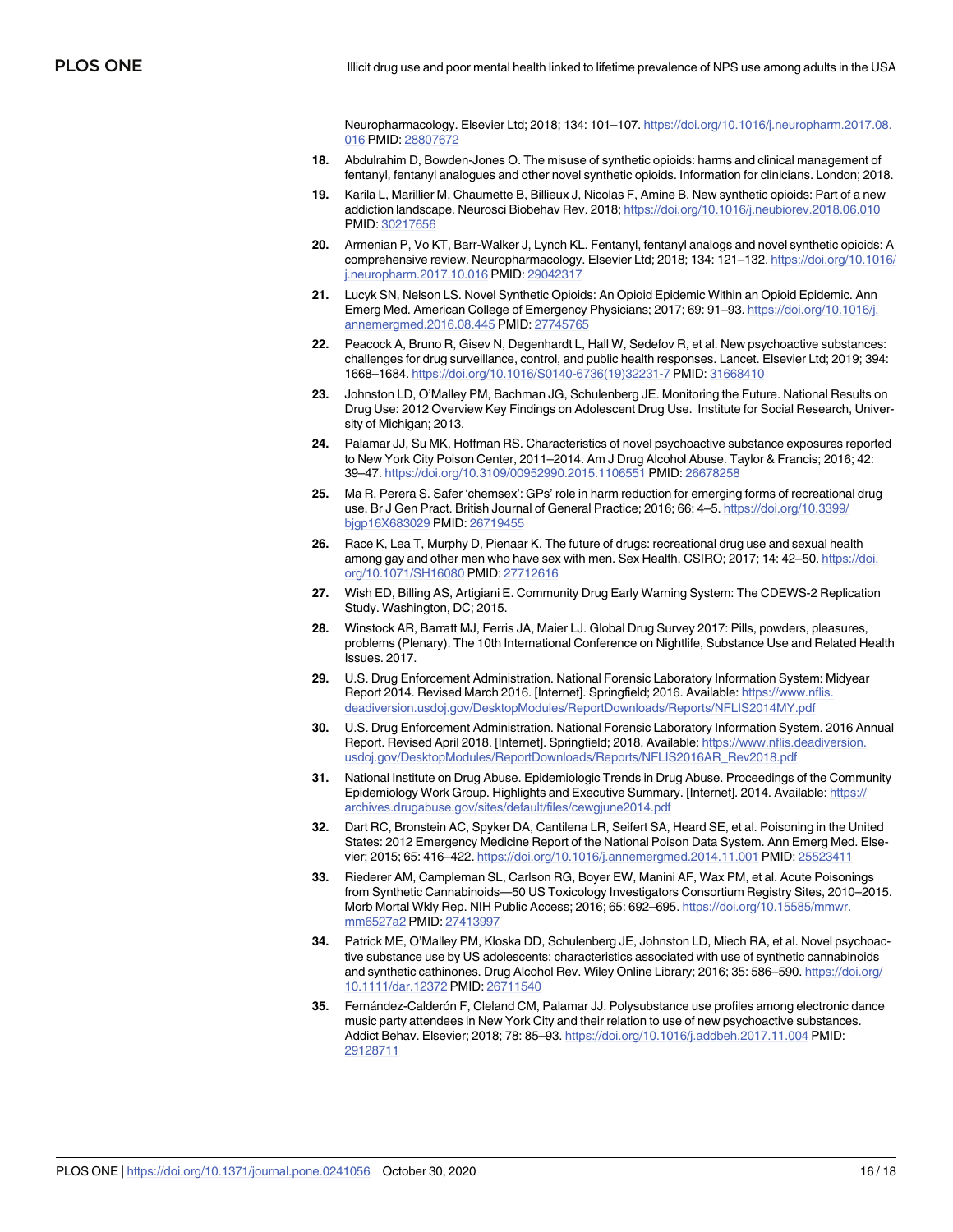Neuropharmacology. Elsevier Ltd; 2018; 134: 101–107. https://doi.org/10.1016/j.neuropharm.2017.08.016 PMID: 28807672

18. Abdulrahim D, Bowden-Jones O. The misuse of synthetic opioids: harms and clinical management of fentanyl, fentanyl analogues and other novel synthetic opioids. Information for clinicians. London; 2018.

19. Karila L, Marillier M, Chaumette B, Billieux J, Nicolas F, Amine B. New synthetic opioids: Part of a new addiction landscape. Neurosci Biobehav Rev. 2018; https://doi.org/10.1016/j.neubiorev.2018.06.010 PMID: 30217656

20. Armenian P, Vo KT, Barr-Walker J, Lynch KL. Fentanyl, fentanyl analogs and novel synthetic opioids: A comprehensive review. Neuropharmacology. Elsevier Ltd; 2018; 134: 121–132. https://doi.org/10.1016/j.neuropharm.2017.10.016 PMID: 29042317

21. Lucyk SN, Nelson LS. Novel Synthetic Opioids: An Opioid Epidemic Within an Opioid Epidemic. Ann Emerg Med. American College of Emergency Physicians; 2017; 69: 91–93. https://doi.org/10.1016/j.annemergmed.2016.08.445 PMID: 27745765

22. Peacock A, Bruno R, Gisev N, Degenhardt L, Hall W, Sedefov R, et al. New psychoactive substances: challenges for drug surveillance, control, and public health responses. Lancet. Elsevier Ltd; 2019; 394: 1668–1684. https://doi.org/10.1016/S0140-6736(19)32231-7 PMID: 31668410

23. Johnston LD, O'Malley PM, Bachman JG, Schulenberg JE. Monitoring the Future. National Results on Drug Use: 2012 Overview Key Findings on Adolescent Drug Use. Institute for Social Research, University of Michigan; 2013.

24. Palamar JJ, Su MK, Hoffman RS. Characteristics of novel psychoactive substance exposures reported to New York City Poison Center, 2011–2014. Am J Drug Alcohol Abuse. Taylor & Francis; 2016; 42: 39–47. https://doi.org/10.3109/00952990.2015.1106551 PMID: 26678258

25. Ma R, Perera S. Safer 'chemsex': GPs' role in harm reduction for emerging forms of recreational drug use. Br J Gen Pract. British Journal of General Practice; 2016; 66: 4–5. https://doi.org/10.3399/bjgp16X683029 PMID: 26719455

26. Race K, Lea T, Murphy D, Pienaar K. The future of drugs: recreational drug use and sexual health among gay and other men who have sex with men. Sex Health. CSIRO; 2017; 14: 42–50. https://doi.org/10.1071/SH16080 PMID: 27712616

27. Wish ED, Billing AS, Artigiani E. Community Drug Early Warning System: The CDEWS-2 Replication Study. Washington, DC; 2015.

28. Winstock AR, Barratt MJ, Ferris JA, Maier LJ. Global Drug Survey 2017: Pills, powders, pleasures, problems (Plenary). The 10th International Conference on Nightlife, Substance Use and Related Health Issues. 2017.

29. U.S. Drug Enforcement Administration. National Forensic Laboratory Information System: Midyear Report 2014. Revised March 2016. [Internet]. Springfield; 2016. Available: https://www.nflis.deadiversion.usdoj.gov/DesktopModules/ReportDownloads/Reports/NFLIS2014MY.pdf

30. U.S. Drug Enforcement Administration. National Forensic Laboratory Information System. 2016 Annual Report. Revised April 2018. [Internet]. Springfield; 2018. Available: https://www.nflis.deadiversion.usdoj.gov/DesktopModules/ReportDownloads/Reports/NFLIS2016AR_Rev2018.pdf

31. National Institute on Drug Abuse. Epidemiologic Trends in Drug Abuse. Proceedings of the Community Epidemiology Work Group. Highlights and Executive Summary. [Internet]. 2014. Available: https://archives.drugabuse.gov/sites/default/files/cewgjune2014.pdf

32. Dart RC, Bronstein AC, Spyker DA, Cantilena LR, Seifert SA, Heard SE, et al. Poisoning in the United States: 2012 Emergency Medicine Report of the National Poison Data System. Ann Emerg Med. Elsevier; 2015; 65: 416–422. https://doi.org/10.1016/j.annemergmed.2014.11.001 PMID: 25523411

33. Riederer AM, Campleman SL, Carlson RG, Boyer EW, Manini AF, Wax PM, et al. Acute Poisonings from Synthetic Cannabinoids—50 US Toxicology Investigators Consortium Registry Sites, 2010–2015. Morb Mortal Wkly Rep. NIH Public Access; 2016; 65: 692–695. https://doi.org/10.15585/mmwr.mm6527a2 PMID: 27413997

34. Patrick ME, O'Malley PM, Kloska DD, Schulenberg JE, Johnston LD, Miech RA, et al. Novel psychoactive substance use by US adolescents: characteristics associated with use of synthetic cannabinoids and synthetic cathinones. Drug Alcohol Rev. Wiley Online Library; 2016; 35: 586–590. https://doi.org/10.1111/dar.12372 PMID: 26711540

35. Fernández-Calderón F, Cleland CM, Palamar JJ. Polysubstance use profiles among electronic dance music party attendees in New York City and their relation to use of new psychoactive substances. Addict Behav. Elsevier; 2018; 78: 85–93. https://doi.org/10.1016/j.addbeh.2017.11.004 PMID: 29128711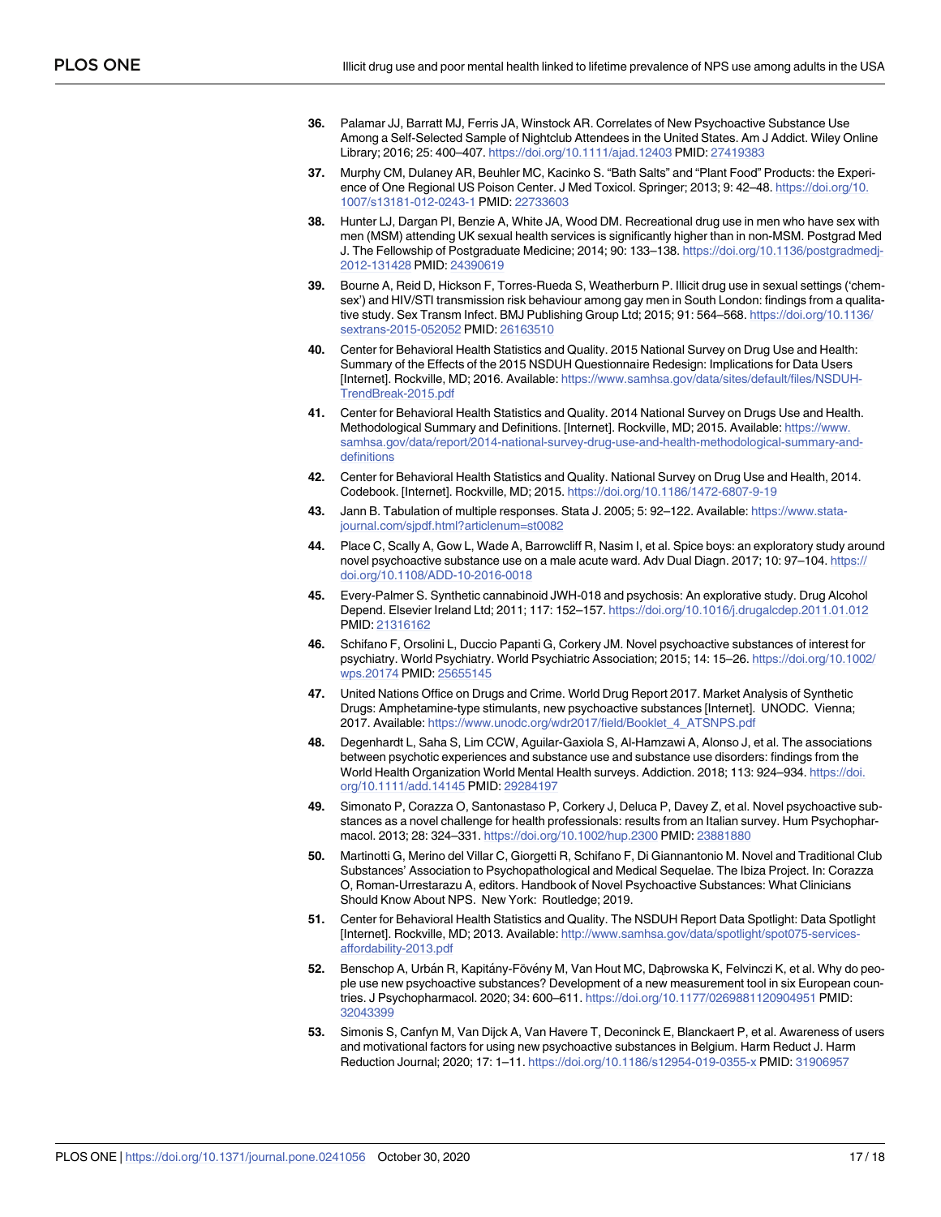36. Palamar JJ, Barratt MJ, Ferris JA, Winstock AR. Correlates of New Psychoactive Substance Use Among a Self-Selected Sample of Nightclub Attendees in the United States. Am J Addict. Wiley Online Library; 2016; 25: 400–407. https://doi.org/10.1111/ajad.12403 PMID: 27419383

37. Murphy CM, Dulaney AR, Beuhler MC, Kacinko S. "Bath Salts" and "Plant Food" Products: the Experience of One Regional US Poison Center. J Med Toxicol. Springer; 2013; 9: 42–48. https://doi.org/10.1007/s13181-012-0243-1 PMID: 22733603

38. Hunter LJ, Dargan PI, Benzie A, White JA, Wood DM. Recreational drug use in men who have sex with men (MSM) attending UK sexual health services is significantly higher than in non-MSM. Postgrad Med J. The Fellowship of Postgraduate Medicine; 2014; 90: 133–138. https://doi.org/10.1136/postgradmedj-2012-131428 PMID: 24390619

39. Bourne A, Reid D, Hickson F, Torres-Rueda S, Weatherburn P. Illicit drug use in sexual settings ('chemsex') and HIV/STI transmission risk behaviour among gay men in South London: findings from a qualitative study. Sex Transm Infect. BMJ Publishing Group Ltd; 2015; 91: 564–568. https://doi.org/10.1136/sextrans-2015-052052 PMID: 26163510

40. Center for Behavioral Health Statistics and Quality. 2015 National Survey on Drug Use and Health: Summary of the Effects of the 2015 NSDUH Questionnaire Redesign: Implications for Data Users [Internet]. Rockville, MD; 2016. Available: https://www.samhsa.gov/data/sites/default/files/NSDUH-TrendBreak-2015.pdf

41. Center for Behavioral Health Statistics and Quality. 2014 National Survey on Drugs Use and Health. Methodological Summary and Definitions. [Internet]. Rockville, MD; 2015. Available: https://www.samhsa.gov/data/report/2014-national-survey-drug-use-and-health-methodological-summary-and-definitions

42. Center for Behavioral Health Statistics and Quality. National Survey on Drug Use and Health, 2014. Codebook. [Internet]. Rockville, MD; 2015. https://doi.org/10.1186/1472-6807-9-19

43. Jann B. Tabulation of multiple responses. Stata J. 2005; 5: 92–122. Available: https://www.stata-journal.com/sjpdf.html?articlenum=st0082

44. Place C, Scally A, Gow L, Wade A, Barrowcliff R, Nasim I, et al. Spice boys: an exploratory study around novel psychoactive substance use on a male acute ward. Adv Dual Diagn. 2017; 10: 97–104. https://doi.org/10.1108/ADD-10-2016-0018

45. Every-Palmer S. Synthetic cannabinoid JWH-018 and psychosis: An explorative study. Drug Alcohol Depend. Elsevier Ireland Ltd; 2011; 117: 152–157. https://doi.org/10.1016/j.drugalcdep.2011.01.012 PMID: 21316162

46. Schifano F, Orsolini L, Duccio Papanti G, Corkery JM. Novel psychoactive substances of interest for psychiatry. World Psychiatry. World Psychiatric Association; 2015; 14: 15–26. https://doi.org/10.1002/wps.20174 PMID: 25655145

47. United Nations Office on Drugs and Crime. World Drug Report 2017. Market Analysis of Synthetic Drugs: Amphetamine-type stimulants, new psychoactive substances [Internet]. UNODC. Vienna; 2017. Available: https://www.unodc.org/wdr2017/field/Booklet_4_ATSNPS.pdf

48. Degenhardt L, Saha S, Lim CCW, Aguilar-Gaxiola S, Al-Hamzawi A, Alonso J, et al. The associations between psychotic experiences and substance use and substance use disorders: findings from the World Health Organization World Mental Health surveys. Addiction. 2018; 113: 924–934. https://doi.org/10.1111/add.14145 PMID: 29284197

49. Simonato P, Corazza O, Santonastaso P, Corkery J, Deluca P, Davey Z, et al. Novel psychoactive substances as a novel challenge for health professionals: results from an Italian survey. Hum Psychopharmacol. 2013; 28: 324–331. https://doi.org/10.1002/hup.2300 PMID: 23881880

50. Martinotti G, Merino del Villar C, Giorgetti R, Schifano F, Di Giannantonio M. Novel and Traditional Club Substances' Association to Psychopathological and Medical Sequelae. The Ibiza Project. In: Corazza O, Roman-Urrestarazu A, editors. Handbook of Novel Psychoactive Substances: What Clinicians Should Know About NPS. New York: Routledge; 2019.

51. Center for Behavioral Health Statistics and Quality. The NSDUH Report Data Spotlight: Data Spotlight [Internet]. Rockville, MD; 2013. Available: http://www.samhsa.gov/data/spotlight/spot075-services-affordability-2013.pdf

52. Benschop A, Urbán R, Kapitány-Fövény M, Van Hout MC, Dąbrowska K, Felvinczi K, et al. Why do people use new psychoactive substances? Development of a new measurement tool in six European countries. J Psychopharmacol. 2020; 34: 600–611. https://doi.org/10.1177/0269881120904951 PMID: 32043399

53. Simonis S, Canfyn M, Van Dijck A, Van Havere T, Deconinck E, Blanckaert P, et al. Awareness of users and motivational factors for using new psychoactive substances in Belgium. Harm Reduct J. Harm Reduction Journal; 2020; 17: 1–11. https://doi.org/10.1186/s12954-019-0355-x PMID: 31906957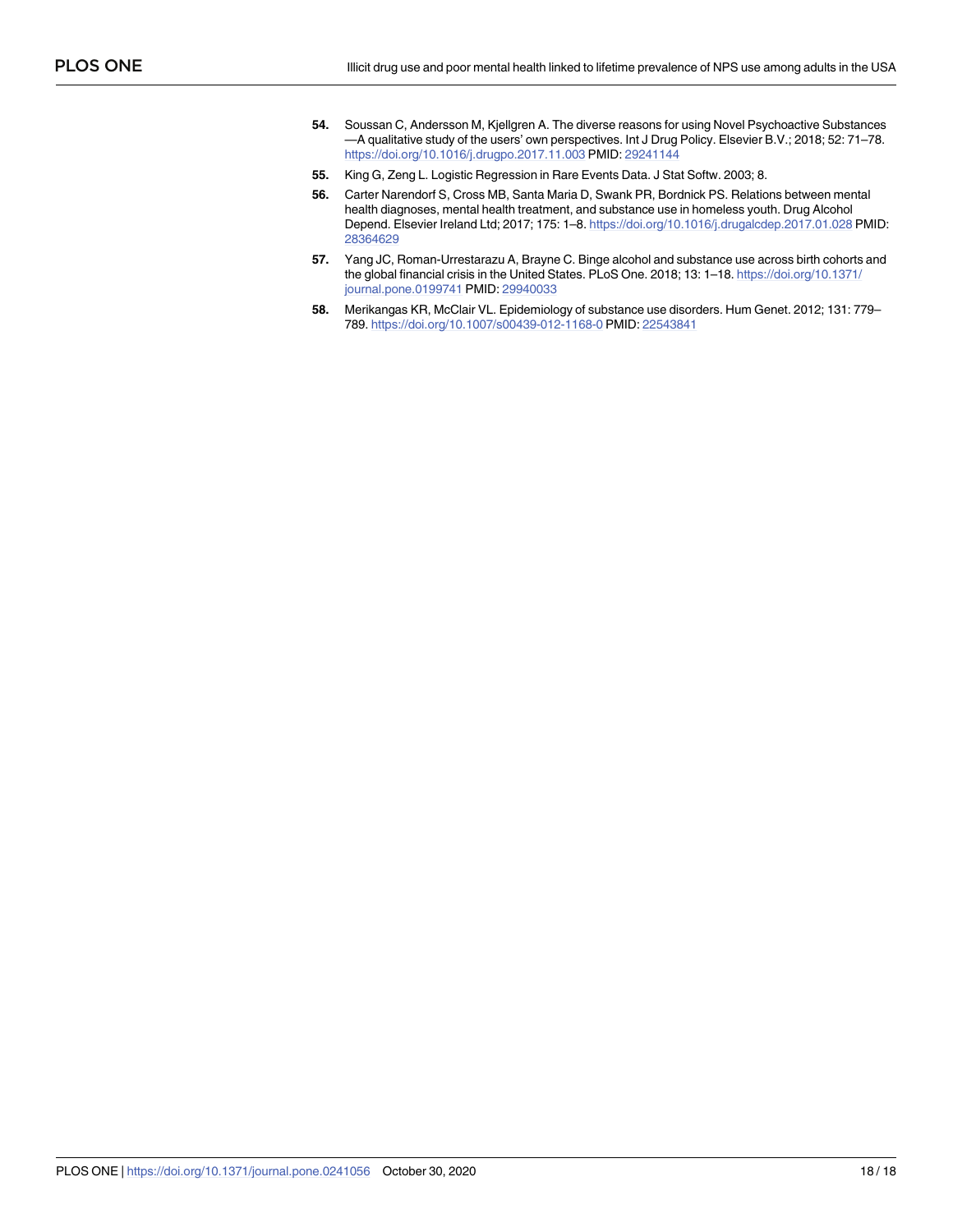54. Soussan C, Andersson M, Kjellgren A. The diverse reasons for using Novel Psychoactive Substances —A qualitative study of the users' own perspectives. Int J Drug Policy. Elsevier B.V.; 2018; 52: 71–78. https://doi.org/10.1016/j.drugpo.2017.11.003 PMID: 29241144

55. King G, Zeng L. Logistic Regression in Rare Events Data. J Stat Softw. 2003; 8.

56. Carter Narendorf S, Cross MB, Santa Maria D, Swank PR, Bordnick PS. Relations between mental health diagnoses, mental health treatment, and substance use in homeless youth. Drug Alcohol Depend. Elsevier Ireland Ltd; 2017; 175: 1–8. https://doi.org/10.1016/j.drugalcdep.2017.01.028 PMID: 28364629

57. Yang JC, Roman-Urrestarazu A, Brayne C. Binge alcohol and substance use across birth cohorts and the global financial crisis in the United States. PLoS One. 2018; 13: 1–18. https://doi.org/10.1371/journal.pone.0199741 PMID: 29940033

58. Merikangas KR, McClair VL. Epidemiology of substance use disorders. Hum Genet. 2012; 131: 779–789. https://doi.org/10.1007/s00439-012-1168-0 PMID: 22543841